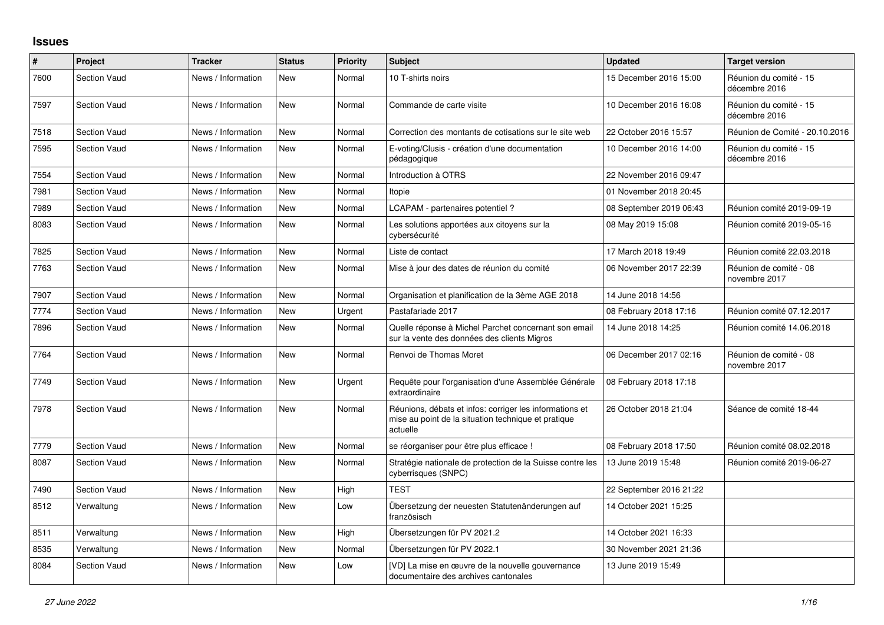# Issues

| # | Project | Tracker | Status | Priority | Subject | Updated | Target version |
|---|---|---|---|---|---|---|---|
| 7600 | Section Vaud | News / Information | New | Normal | 10 T-shirts noirs | 15 December 2016 15:00 | Réunion du comité - 15 décembre 2016 |
| 7597 | Section Vaud | News / Information | New | Normal | Commande de carte visite | 10 December 2016 16:08 | Réunion du comité - 15 décembre 2016 |
| 7518 | Section Vaud | News / Information | New | Normal | Correction des montants de cotisations sur le site web | 22 October 2016 15:57 | Réunion de Comité - 20.10.2016 |
| 7595 | Section Vaud | News / Information | New | Normal | E-voting/Clusis - création d'une documentation pédagogique | 10 December 2016 14:00 | Réunion du comité - 15 décembre 2016 |
| 7554 | Section Vaud | News / Information | New | Normal | Introduction à OTRS | 22 November 2016 09:47 | |
| 7981 | Section Vaud | News / Information | New | Normal | Itopie | 01 November 2018 20:45 | |
| 7989 | Section Vaud | News / Information | New | Normal | LCAPAM - partenaires potentiel ? | 08 September 2019 06:43 | Réunion comité 2019-09-19 |
| 8083 | Section Vaud | News / Information | New | Normal | Les solutions apportées aux citoyens sur la cybersécurité | 08 May 2019 15:08 | Réunion comité 2019-05-16 |
| 7825 | Section Vaud | News / Information | New | Normal | Liste de contact | 17 March 2018 19:49 | Réunion comité 22.03.2018 |
| 7763 | Section Vaud | News / Information | New | Normal | Mise à jour des dates de réunion du comité | 06 November 2017 22:39 | Réunion de comité - 08 novembre 2017 |
| 7907 | Section Vaud | News / Information | New | Normal | Organisation et planification de la 3ème AGE 2018 | 14 June 2018 14:56 | |
| 7774 | Section Vaud | News / Information | New | Urgent | Pastafariade 2017 | 08 February 2018 17:16 | Réunion comité 07.12.2017 |
| 7896 | Section Vaud | News / Information | New | Normal | Quelle réponse à Michel Parchet concernant son email sur la vente des données des clients Migros | 14 June 2018 14:25 | Réunion comité 14.06.2018 |
| 7764 | Section Vaud | News / Information | New | Normal | Renvoi de Thomas Moret | 06 December 2017 02:16 | Réunion de comité - 08 novembre 2017 |
| 7749 | Section Vaud | News / Information | New | Urgent | Requête pour l'organisation d'une Assemblée Générale extraordinaire | 08 February 2018 17:18 | |
| 7978 | Section Vaud | News / Information | New | Normal | Réunions, débats et infos: corriger les informations et mise au point de la situation technique et pratique actuelle | 26 October 2018 21:04 | Séance de comité 18-44 |
| 7779 | Section Vaud | News / Information | New | Normal | se réorganiser pour être plus efficace ! | 08 February 2018 17:50 | Réunion comité 08.02.2018 |
| 8087 | Section Vaud | News / Information | New | Normal | Stratégie nationale de protection de la Suisse contre les cyberrisques (SNPC) | 13 June 2019 15:48 | Réunion comité 2019-06-27 |
| 7490 | Section Vaud | News / Information | New | High | TEST | 22 September 2016 21:22 | |
| 8512 | Verwaltung | News / Information | New | Low | Übersetzung der neuesten Statutenänderungen auf französisch | 14 October 2021 15:25 | |
| 8511 | Verwaltung | News / Information | New | High | Übersetzungen für PV 2021.2 | 14 October 2021 16:33 | |
| 8535 | Verwaltung | News / Information | New | Normal | Übersetzungen für PV 2022.1 | 30 November 2021 21:36 | |
| 8084 | Section Vaud | News / Information | New | Low | [VD] La mise en œuvre de la nouvelle gouvernance documentaire des archives cantonales | 13 June 2019 15:49 | |

*27 June 2022*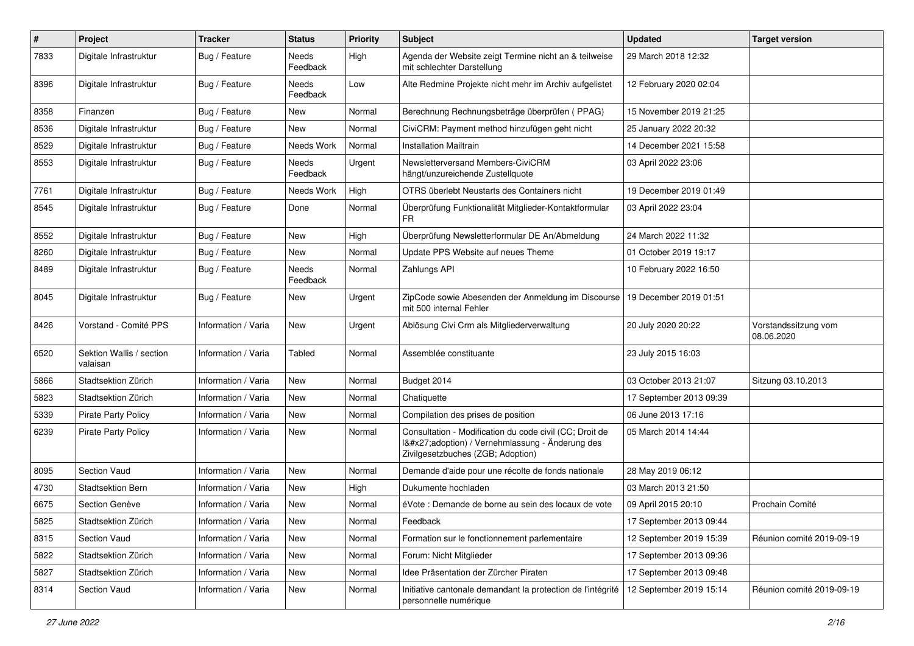| # | Project | Tracker | Status | Priority | Subject | Updated | Target version |
|---|---|---|---|---|---|---|---|
| 7833 | Digitale Infrastruktur | Bug / Feature | Needs Feedback | High | Agenda der Website zeigt Termine nicht an & teilweise mit schlechter Darstellung | 29 March 2018 12:32 | |
| 8396 | Digitale Infrastruktur | Bug / Feature | Needs Feedback | Low | Alte Redmine Projekte nicht mehr im Archiv aufgelistet | 12 February 2020 02:04 | |
| 8358 | Finanzen | Bug / Feature | New | Normal | Berechnung Rechnungsbeträge überprüfen ( PPAG) | 15 November 2019 21:25 | |
| 8536 | Digitale Infrastruktur | Bug / Feature | New | Normal | CiviCRM: Payment method hinzufügen geht nicht | 25 January 2022 20:32 | |
| 8529 | Digitale Infrastruktur | Bug / Feature | Needs Work | Normal | Installation Mailtrain | 14 December 2021 15:58 | |
| 8553 | Digitale Infrastruktur | Bug / Feature | Needs Feedback | Urgent | Newsletterversand Members-CiviCRM hängt/unzureichende Zustellquote | 03 April 2022 23:06 | |
| 7761 | Digitale Infrastruktur | Bug / Feature | Needs Work | High | OTRS überlebt Neustarts des Containers nicht | 19 December 2019 01:49 | |
| 8545 | Digitale Infrastruktur | Bug / Feature | Done | Normal | Überprüfung Funktionalität Mitglieder-Kontaktformular FR | 03 April 2022 23:04 | |
| 8552 | Digitale Infrastruktur | Bug / Feature | New | High | Überprüfung Newsletterformular DE An/Abmeldung | 24 March 2022 11:32 | |
| 8260 | Digitale Infrastruktur | Bug / Feature | New | Normal | Update PPS Website auf neues Theme | 01 October 2019 19:17 | |
| 8489 | Digitale Infrastruktur | Bug / Feature | Needs Feedback | Normal | Zahlungs API | 10 February 2022 16:50 | |
| 8045 | Digitale Infrastruktur | Bug / Feature | New | Urgent | ZipCode sowie Abesenden der Anmeldung im Discourse mit 500 internal Fehler | 19 December 2019 01:51 | |
| 8426 | Vorstand - Comité PPS | Information / Varia | New | Urgent | Ablösung Civi Crm als Mitgliederverwaltung | 20 July 2020 20:22 | Vorstandssitzung vom 08.06.2020 |
| 6520 | Sektion Wallis / section valaisan | Information / Varia | Tabled | Normal | Assemblée constituante | 23 July 2015 16:03 | |
| 5866 | Stadtsektion Zürich | Information / Varia | New | Normal | Budget 2014 | 03 October 2013 21:07 | Sitzung 03.10.2013 |
| 5823 | Stadtsektion Zürich | Information / Varia | New | Normal | Chatiquette | 17 September 2013 09:39 | |
| 5339 | Pirate Party Policy | Information / Varia | New | Normal | Compilation des prises de position | 06 June 2013 17:16 | |
| 6239 | Pirate Party Policy | Information / Varia | New | Normal | Consultation - Modification du code civil (CC; Droit de l&#x27;adoption) / Vernehmlassung - Änderung des Zivilgesetzbuches (ZGB; Adoption) | 05 March 2014 14:44 | |
| 8095 | Section Vaud | Information / Varia | New | Normal | Demande d'aide pour une récolte de fonds nationale | 28 May 2019 06:12 | |
| 4730 | Stadtsektion Bern | Information / Varia | New | High | Dukumente hochladen | 03 March 2013 21:50 | |
| 6675 | Section Genève | Information / Varia | New | Normal | éVote : Demande de borne au sein des locaux de vote | 09 April 2015 20:10 | Prochain Comité |
| 5825 | Stadtsektion Zürich | Information / Varia | New | Normal | Feedback | 17 September 2013 09:44 | |
| 8315 | Section Vaud | Information / Varia | New | Normal | Formation sur le fonctionnement parlementaire | 12 September 2019 15:39 | Réunion comité 2019-09-19 |
| 5822 | Stadtsektion Zürich | Information / Varia | New | Normal | Forum: Nicht Mitglieder | 17 September 2013 09:36 | |
| 5827 | Stadtsektion Zürich | Information / Varia | New | Normal | Idee Präsentation der Zürcher Piraten | 17 September 2013 09:48 | |
| 8314 | Section Vaud | Information / Varia | New | Normal | Initiative cantonale demandant la protection de l'intégrité personnelle numérique | 12 September 2019 15:14 | Réunion comité 2019-09-19 |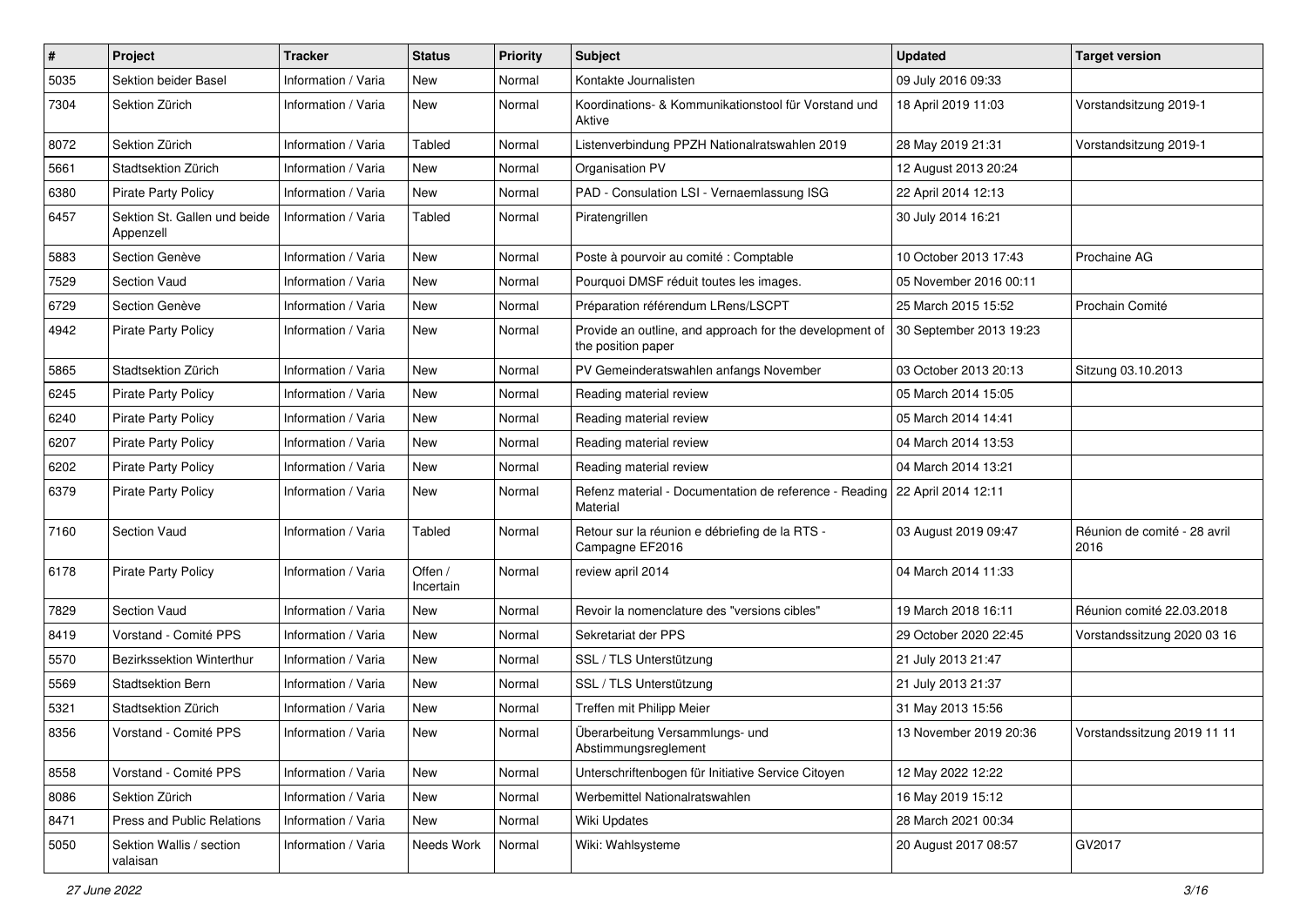| # | Project | Tracker | Status | Priority | Subject | Updated | Target version |
|---|---|---|---|---|---|---|---|
| 5035 | Sektion beider Basel | Information / Varia | New | Normal | Kontakte Journalisten | 09 July 2016 09:33 | |
| 7304 | Sektion Zürich | Information / Varia | New | Normal | Koordinations- & Kommunikationstool für Vorstand und Aktive | 18 April 2019 11:03 | Vorstandsitzung 2019-1 |
| 8072 | Sektion Zürich | Information / Varia | Tabled | Normal | Listenverbindung PPZH Nationalratswahlen 2019 | 28 May 2019 21:31 | Vorstandsitzung 2019-1 |
| 5661 | Stadtsektion Zürich | Information / Varia | New | Normal | Organisation PV | 12 August 2013 20:24 | |
| 6380 | Pirate Party Policy | Information / Varia | New | Normal | PAD - Consulation LSI - Vernaemlassung ISG | 22 April 2014 12:13 | |
| 6457 | Sektion St. Gallen und beide Appenzell | Information / Varia | Tabled | Normal | Piratengrillen | 30 July 2014 16:21 | |
| 5883 | Section Genève | Information / Varia | New | Normal | Poste à pourvoir au comité : Comptable | 10 October 2013 17:43 | Prochaine AG |
| 7529 | Section Vaud | Information / Varia | New | Normal | Pourquoi DMSF réduit toutes les images. | 05 November 2016 00:11 | |
| 6729 | Section Genève | Information / Varia | New | Normal | Préparation référendum LRens/LSCPT | 25 March 2015 15:52 | Prochain Comité |
| 4942 | Pirate Party Policy | Information / Varia | New | Normal | Provide an outline, and approach for the development of the position paper | 30 September 2013 19:23 | |
| 5865 | Stadtsektion Zürich | Information / Varia | New | Normal | PV Gemeinderatswahlen anfangs November | 03 October 2013 20:13 | Sitzung 03.10.2013 |
| 6245 | Pirate Party Policy | Information / Varia | New | Normal | Reading material review | 05 March 2014 15:05 | |
| 6240 | Pirate Party Policy | Information / Varia | New | Normal | Reading material review | 05 March 2014 14:41 | |
| 6207 | Pirate Party Policy | Information / Varia | New | Normal | Reading material review | 04 March 2014 13:53 | |
| 6202 | Pirate Party Policy | Information / Varia | New | Normal | Reading material review | 04 March 2014 13:21 | |
| 6379 | Pirate Party Policy | Information / Varia | New | Normal | Refenz material - Documentation de reference - Reading Material | 22 April 2014 12:11 | |
| 7160 | Section Vaud | Information / Varia | Tabled | Normal | Retour sur la réunion e débriefing de la RTS - Campagne EF2016 | 03 August 2019 09:47 | Réunion de comité - 28 avril 2016 |
| 6178 | Pirate Party Policy | Information / Varia | Offen / Incertain | Normal | review april 2014 | 04 March 2014 11:33 | |
| 7829 | Section Vaud | Information / Varia | New | Normal | Revoir la nomenclature des "versions cibles" | 19 March 2018 16:11 | Réunion comité 22.03.2018 |
| 8419 | Vorstand - Comité PPS | Information / Varia | New | Normal | Sekretariat der PPS | 29 October 2020 22:45 | Vorstandssitzung 2020 03 16 |
| 5570 | Bezirkssektion Winterthur | Information / Varia | New | Normal | SSL / TLS Unterstützung | 21 July 2013 21:47 | |
| 5569 | Stadtsektion Bern | Information / Varia | New | Normal | SSL / TLS Unterstützung | 21 July 2013 21:37 | |
| 5321 | Stadtsektion Zürich | Information / Varia | New | Normal | Treffen mit Philipp Meier | 31 May 2013 15:56 | |
| 8356 | Vorstand - Comité PPS | Information / Varia | New | Normal | Überarbeitung Versammlungs- und Abstimmungsreglement | 13 November 2019 20:36 | Vorstandssitzung 2019 11 11 |
| 8558 | Vorstand - Comité PPS | Information / Varia | New | Normal | Unterschriftenbogen für Initiative Service Citoyen | 12 May 2022 12:22 | |
| 8086 | Sektion Zürich | Information / Varia | New | Normal | Werbemittel Nationalratswahlen | 16 May 2019 15:12 | |
| 8471 | Press and Public Relations | Information / Varia | New | Normal | Wiki Updates | 28 March 2021 00:34 | |
| 5050 | Sektion Wallis / section valaisan | Information / Varia | Needs Work | Normal | Wiki: Wahlsysteme | 20 August 2017 08:57 | GV2017 |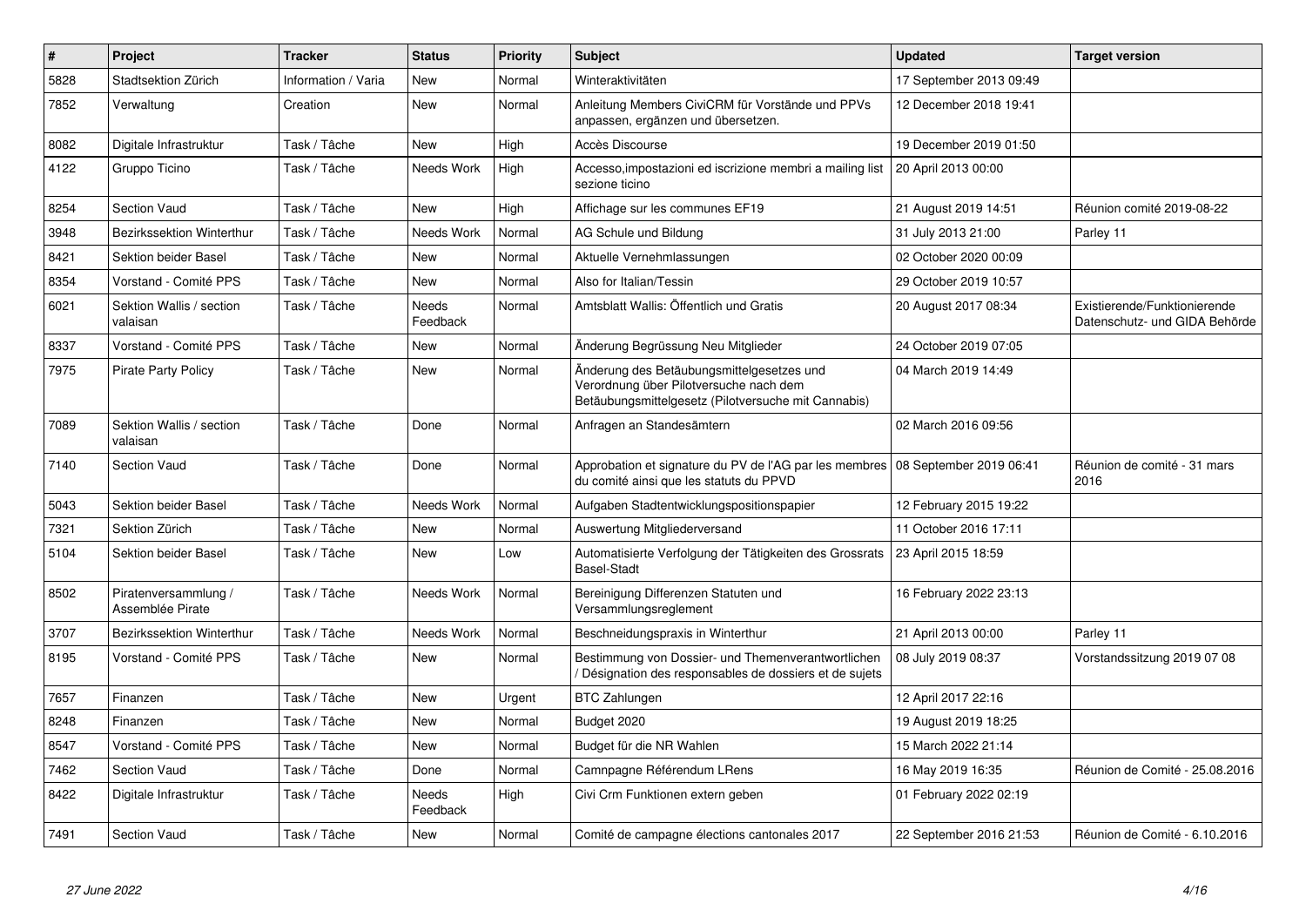| # | Project | Tracker | Status | Priority | Subject | Updated | Target version |
|---|---|---|---|---|---|---|---|
| 5828 | Stadtsektion Zürich | Information / Varia | New | Normal | Winteraktivitäten | 17 September 2013 09:49 | |
| 7852 | Verwaltung | Creation | New | Normal | Anleitung Members CiviCRM für Vorstände und PPVs anpassen, ergänzen und übersetzen. | 12 December 2018 19:41 | |
| 8082 | Digitale Infrastruktur | Task / Tâche | New | High | Accès Discourse | 19 December 2019 01:50 | |
| 4122 | Gruppo Ticino | Task / Tâche | Needs Work | High | Accesso,impostazioni ed iscrizione membri a mailing list sezione ticino | 20 April 2013 00:00 | |
| 8254 | Section Vaud | Task / Tâche | New | High | Affichage sur les communes EF19 | 21 August 2019 14:51 | Réunion comité 2019-08-22 |
| 3948 | Bezirkssektion Winterthur | Task / Tâche | Needs Work | Normal | AG Schule und Bildung | 31 July 2013 21:00 | Parley 11 |
| 8421 | Sektion beider Basel | Task / Tâche | New | Normal | Aktuelle Vernehmlassungen | 02 October 2020 00:09 | |
| 8354 | Vorstand - Comité PPS | Task / Tâche | New | Normal | Also for Italian/Tessin | 29 October 2019 10:57 | |
| 6021 | Sektion Wallis / section valaisan | Task / Tâche | Needs Feedback | Normal | Amtsblatt Wallis: Öffentlich und Gratis | 20 August 2017 08:34 | Existierende/Funktionierende Datenschutz- und GIDA Behörde |
| 8337 | Vorstand - Comité PPS | Task / Tâche | New | Normal | Änderung Begrüssung Neu Mitglieder | 24 October 2019 07:05 | |
| 7975 | Pirate Party Policy | Task / Tâche | New | Normal | Änderung des Betäubungsmittelgesetzes und Verordnung über Pilotversuche nach dem Betäubungsmittelgesetz (Pilotversuche mit Cannabis) | 04 March 2019 14:49 | |
| 7089 | Sektion Wallis / section valaisan | Task / Tâche | Done | Normal | Anfragen an Standesämtern | 02 March 2016 09:56 | |
| 7140 | Section Vaud | Task / Tâche | Done | Normal | Approbation et signature du PV de l'AG par les membres du comité ainsi que les statuts du PPVD | 08 September 2019 06:41 | Réunion de comité - 31 mars 2016 |
| 5043 | Sektion beider Basel | Task / Tâche | Needs Work | Normal | Aufgaben Stadtentwicklungspositionspapier | 12 February 2015 19:22 | |
| 7321 | Sektion Zürich | Task / Tâche | New | Normal | Auswertung Mitgliederversand | 11 October 2016 17:11 | |
| 5104 | Sektion beider Basel | Task / Tâche | New | Low | Automatisierte Verfolgung der Tätigkeiten des Grossrats Basel-Stadt | 23 April 2015 18:59 | |
| 8502 | Piratenversammlung / Assemblée Pirate | Task / Tâche | Needs Work | Normal | Bereinigung Differenzen Statuten und Versammlungsreglement | 16 February 2022 23:13 | |
| 3707 | Bezirkssektion Winterthur | Task / Tâche | Needs Work | Normal | Beschneidungspraxis in Winterthur | 21 April 2013 00:00 | Parley 11 |
| 8195 | Vorstand - Comité PPS | Task / Tâche | New | Normal | Bestimmung von Dossier- und Themenverantwortlichen / Désignation des responsables de dossiers et de sujets | 08 July 2019 08:37 | Vorstandssitzung 2019 07 08 |
| 7657 | Finanzen | Task / Tâche | New | Urgent | BTC Zahlungen | 12 April 2017 22:16 | |
| 8248 | Finanzen | Task / Tâche | New | Normal | Budget 2020 | 19 August 2019 18:25 | |
| 8547 | Vorstand - Comité PPS | Task / Tâche | New | Normal | Budget für die NR Wahlen | 15 March 2022 21:14 | |
| 7462 | Section Vaud | Task / Tâche | Done | Normal | Camnpagne Référendum LRens | 16 May 2019 16:35 | Réunion de Comité - 25.08.2016 |
| 8422 | Digitale Infrastruktur | Task / Tâche | Needs Feedback | High | Civi Crm Funktionen extern geben | 01 February 2022 02:19 | |
| 7491 | Section Vaud | Task / Tâche | New | Normal | Comité de campagne élections cantonales 2017 | 22 September 2016 21:53 | Réunion de Comité - 6.10.2016 |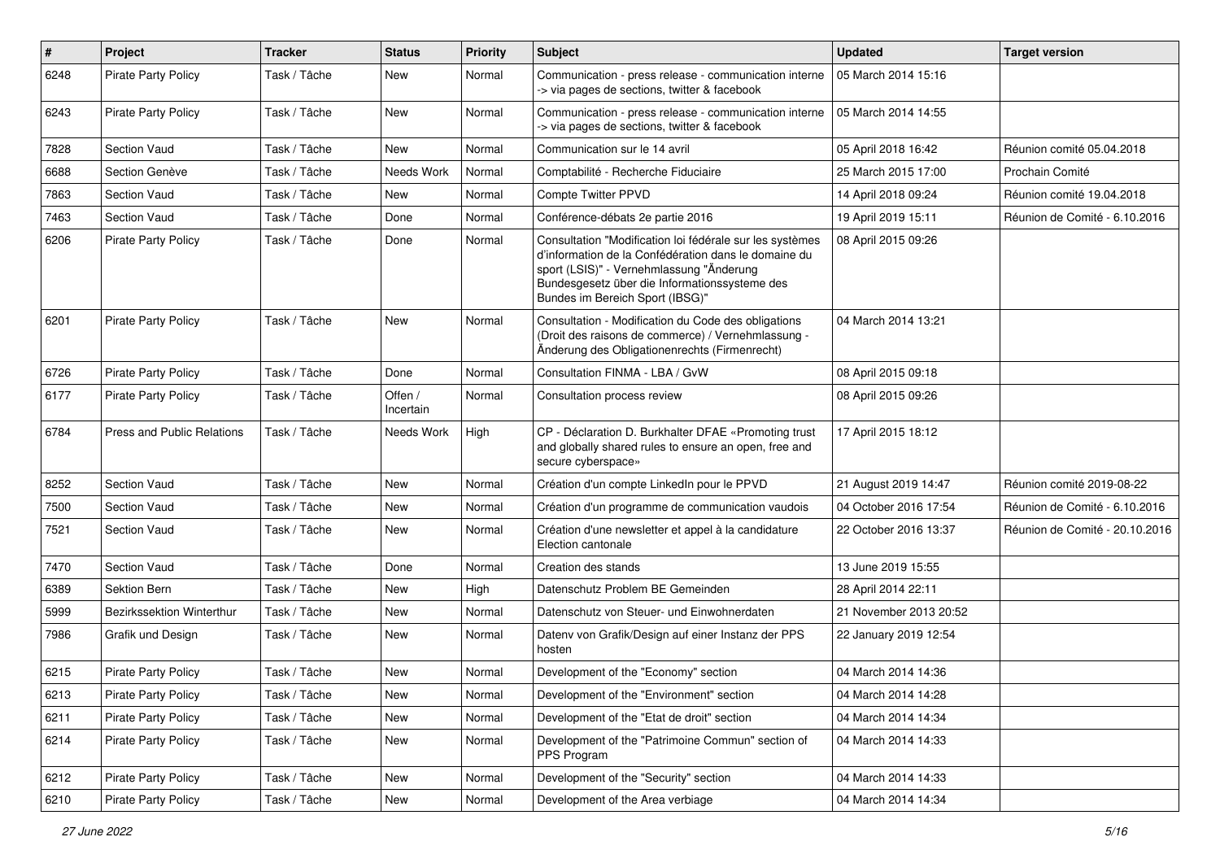| # | Project | Tracker | Status | Priority | Subject | Updated | Target version |
|---|---|---|---|---|---|---|---|
| 6248 | Pirate Party Policy | Task / Tâche | New | Normal | Communication - press release - communication interne -> via pages de sections, twitter & facebook | 05 March 2014 15:16 | |
| 6243 | Pirate Party Policy | Task / Tâche | New | Normal | Communication - press release - communication interne -> via pages de sections, twitter & facebook | 05 March 2014 14:55 | |
| 7828 | Section Vaud | Task / Tâche | New | Normal | Communication sur le 14 avril | 05 April 2018 16:42 | Réunion comité 05.04.2018 |
| 6688 | Section Genève | Task / Tâche | Needs Work | Normal | Comptabilité - Recherche Fiduciaire | 25 March 2015 17:00 | Prochain Comité |
| 7863 | Section Vaud | Task / Tâche | New | Normal | Compte Twitter PPVD | 14 April 2018 09:24 | Réunion comité 19.04.2018 |
| 7463 | Section Vaud | Task / Tâche | Done | Normal | Conférence-débats 2e partie 2016 | 19 April 2019 15:11 | Réunion de Comité - 6.10.2016 |
| 6206 | Pirate Party Policy | Task / Tâche | Done | Normal | Consultation "Modification loi fédérale sur les systèmes d'information de la Confédération dans le domaine du sport (LSIS)" - Vernehmlassung "Änderung Bundesgesetz über die Informationssysteme des Bundes im Bereich Sport (IBSG)" | 08 April 2015 09:26 | |
| 6201 | Pirate Party Policy | Task / Tâche | New | Normal | Consultation - Modification du Code des obligations (Droit des raisons de commerce) / Vernehmlassung - Änderung des Obligationenrechts (Firmenrecht) | 04 March 2014 13:21 | |
| 6726 | Pirate Party Policy | Task / Tâche | Done | Normal | Consultation FINMA - LBA / GvW | 08 April 2015 09:18 | |
| 6177 | Pirate Party Policy | Task / Tâche | Offen / Incertain | Normal | Consultation process review | 08 April 2015 09:26 | |
| 6784 | Press and Public Relations | Task / Tâche | Needs Work | High | CP - Déclaration D. Burkhalter DFAE «Promoting trust and globally shared rules to ensure an open, free and secure cyberspace» | 17 April 2015 18:12 | |
| 8252 | Section Vaud | Task / Tâche | New | Normal | Création d'un compte LinkedIn pour le PPVD | 21 August 2019 14:47 | Réunion comité 2019-08-22 |
| 7500 | Section Vaud | Task / Tâche | New | Normal | Création d'un programme de communication vaudois | 04 October 2016 17:54 | Réunion de Comité - 6.10.2016 |
| 7521 | Section Vaud | Task / Tâche | New | Normal | Création d'une newsletter et appel à la candidature Election cantonale | 22 October 2016 13:37 | Réunion de Comité - 20.10.2016 |
| 7470 | Section Vaud | Task / Tâche | Done | Normal | Creation des stands | 13 June 2019 15:55 | |
| 6389 | Sektion Bern | Task / Tâche | New | High | Datenschutz Problem BE Gemeinden | 28 April 2014 22:11 | |
| 5999 | Bezirkssektion Winterthur | Task / Tâche | New | Normal | Datenschutz von Steuer- und Einwohnerdaten | 21 November 2013 20:52 | |
| 7986 | Grafik und Design | Task / Tâche | New | Normal | Datenv von Grafik/Design auf einer Instanz der PPS hosten | 22 January 2019 12:54 | |
| 6215 | Pirate Party Policy | Task / Tâche | New | Normal | Development of the "Economy" section | 04 March 2014 14:36 | |
| 6213 | Pirate Party Policy | Task / Tâche | New | Normal | Development of the "Environment" section | 04 March 2014 14:28 | |
| 6211 | Pirate Party Policy | Task / Tâche | New | Normal | Development of the "Etat de droit" section | 04 March 2014 14:34 | |
| 6214 | Pirate Party Policy | Task / Tâche | New | Normal | Development of the "Patrimoine Commun" section of PPS Program | 04 March 2014 14:33 | |
| 6212 | Pirate Party Policy | Task / Tâche | New | Normal | Development of the "Security" section | 04 March 2014 14:33 | |
| 6210 | Pirate Party Policy | Task / Tâche | New | Normal | Development of the Area verbiage | 04 March 2014 14:34 | |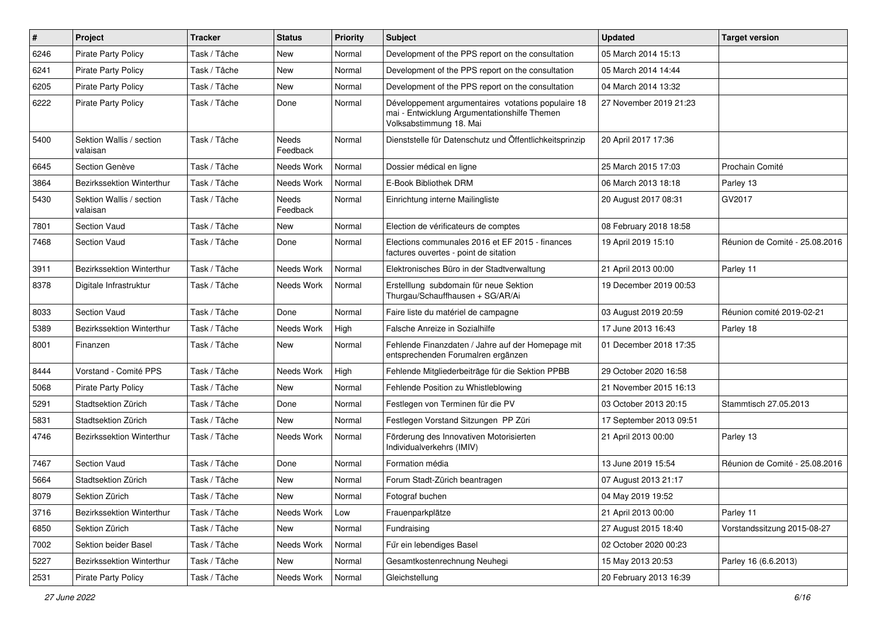| # | Project | Tracker | Status | Priority | Subject | Updated | Target version |
|---|---|---|---|---|---|---|---|
| 6246 | Pirate Party Policy | Task / Tâche | New | Normal | Development of the PPS report on the consultation | 05 March 2014 15:13 | |
| 6241 | Pirate Party Policy | Task / Tâche | New | Normal | Development of the PPS report on the consultation | 05 March 2014 14:44 | |
| 6205 | Pirate Party Policy | Task / Tâche | New | Normal | Development of the PPS report on the consultation | 04 March 2014 13:32 | |
| 6222 | Pirate Party Policy | Task / Tâche | Done | Normal | Développement argumentaires votations populaire 18 mai - Entwicklung Argumentationshilfe Themen Volksabstimmung 18. Mai | 27 November 2019 21:23 | |
| 5400 | Sektion Wallis / section valaisan | Task / Tâche | Needs Feedback | Normal | Dienststelle für Datenschutz und Öffentlichkeitsprinzip | 20 April 2017 17:36 | |
| 6645 | Section Genève | Task / Tâche | Needs Work | Normal | Dossier médical en ligne | 25 March 2015 17:03 | Prochain Comité |
| 3864 | Bezirkssektion Winterthur | Task / Tâche | Needs Work | Normal | E-Book Bibliothek DRM | 06 March 2013 18:18 | Parley 13 |
| 5430 | Sektion Wallis / section valaisan | Task / Tâche | Needs Feedback | Normal | Einrichtung interne Mailingliste | 20 August 2017 08:31 | GV2017 |
| 7801 | Section Vaud | Task / Tâche | New | Normal | Election de vérificateurs de comptes | 08 February 2018 18:58 | |
| 7468 | Section Vaud | Task / Tâche | Done | Normal | Elections communales 2016 et EF 2015 - finances factures ouvertes - point de sitation | 19 April 2019 15:10 | Réunion de Comité - 25.08.2016 |
| 3911 | Bezirkssektion Winterthur | Task / Tâche | Needs Work | Normal | Elektronisches Büro in der Stadtverwaltung | 21 April 2013 00:00 | Parley 11 |
| 8378 | Digitale Infrastruktur | Task / Tâche | Needs Work | Normal | Erstelllung subdomain für neue Sektion Thurgau/Schauffhausen + SG/AR/Ai | 19 December 2019 00:53 | |
| 8033 | Section Vaud | Task / Tâche | Done | Normal | Faire liste du matériel de campagne | 03 August 2019 20:59 | Réunion comité 2019-02-21 |
| 5389 | Bezirkssektion Winterthur | Task / Tâche | Needs Work | High | Falsche Anreize in Sozialhilfe | 17 June 2013 16:43 | Parley 18 |
| 8001 | Finanzen | Task / Tâche | New | Normal | Fehlende Finanzdaten / Jahre auf der Homepage mit entsprechenden Forumalren ergänzen | 01 December 2018 17:35 | |
| 8444 | Vorstand - Comité PPS | Task / Tâche | Needs Work | High | Fehlende Mitgliederbeiträge für die Sektion PPBB | 29 October 2020 16:58 | |
| 5068 | Pirate Party Policy | Task / Tâche | New | Normal | Fehlende Position zu Whistleblowing | 21 November 2015 16:13 | |
| 5291 | Stadtsektion Zürich | Task / Tâche | Done | Normal | Festlegen von Terminen für die PV | 03 October 2013 20:15 | Stammtisch 27.05.2013 |
| 5831 | Stadtsektion Zürich | Task / Tâche | New | Normal | Festlegen Vorstand Sitzungen PP Züri | 17 September 2013 09:51 | |
| 4746 | Bezirkssektion Winterthur | Task / Tâche | Needs Work | Normal | Förderung des Innovativen Motorisierten Individualverkehrs (IMIV) | 21 April 2013 00:00 | Parley 13 |
| 7467 | Section Vaud | Task / Tâche | Done | Normal | Formation média | 13 June 2019 15:54 | Réunion de Comité - 25.08.2016 |
| 5664 | Stadtsektion Zürich | Task / Tâche | New | Normal | Forum Stadt-Zürich beantragen | 07 August 2013 21:17 | |
| 8079 | Sektion Zürich | Task / Tâche | New | Normal | Fotograf buchen | 04 May 2019 19:52 | |
| 3716 | Bezirkssektion Winterthur | Task / Tâche | Needs Work | Low | Frauenparkplätze | 21 April 2013 00:00 | Parley 11 |
| 6850 | Sektion Zürich | Task / Tâche | New | Normal | Fundraising | 27 August 2015 18:40 | Vorstandssitzung 2015-08-27 |
| 7002 | Sektion beider Basel | Task / Tâche | Needs Work | Normal | Für ein lebendiges Basel | 02 October 2020 00:23 | |
| 5227 | Bezirkssektion Winterthur | Task / Tâche | New | Normal | Gesamtkostenrechnung Neuhegi | 15 May 2013 20:53 | Parley 16 (6.6.2013) |
| 2531 | Pirate Party Policy | Task / Tâche | Needs Work | Normal | Gleichstellung | 20 February 2013 16:39 | |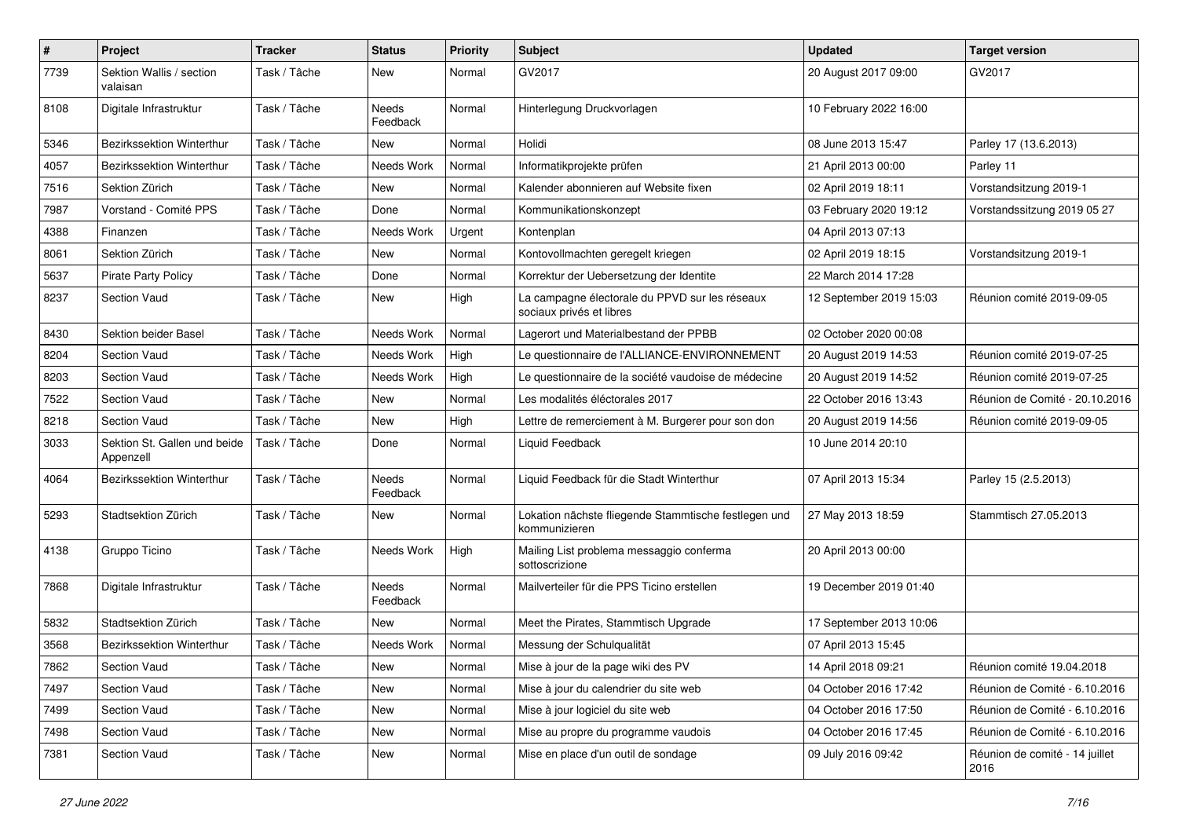| # | Project | Tracker | Status | Priority | Subject | Updated | Target version |
|---|---|---|---|---|---|---|---|
| 7739 | Sektion Wallis / section valaisan | Task / Tâche | New | Normal | GV2017 | 20 August 2017 09:00 | GV2017 |
| 8108 | Digitale Infrastruktur | Task / Tâche | Needs Feedback | Normal | Hinterlegung Druckvorlagen | 10 February 2022 16:00 | |
| 5346 | Bezirkssektion Winterthur | Task / Tâche | New | Normal | Holidi | 08 June 2013 15:47 | Parley 17 (13.6.2013) |
| 4057 | Bezirkssektion Winterthur | Task / Tâche | Needs Work | Normal | Informatikprojekte prüfen | 21 April 2013 00:00 | Parley 11 |
| 7516 | Sektion Zürich | Task / Tâche | New | Normal | Kalender abonnieren auf Website fixen | 02 April 2019 18:11 | Vorstandsitzung 2019-1 |
| 7987 | Vorstand - Comité PPS | Task / Tâche | Done | Normal | Kommunikationskonzept | 03 February 2020 19:12 | Vorstandssitzung 2019 05 27 |
| 4388 | Finanzen | Task / Tâche | Needs Work | Urgent | Kontenplan | 04 April 2013 07:13 | |
| 8061 | Sektion Zürich | Task / Tâche | New | Normal | Kontovollmachten geregelt kriegen | 02 April 2019 18:15 | Vorstandsitzung 2019-1 |
| 5637 | Pirate Party Policy | Task / Tâche | Done | Normal | Korrektur der Uebersetzung der Identite | 22 March 2014 17:28 | |
| 8237 | Section Vaud | Task / Tâche | New | High | La campagne électorale du PPVD sur les réseaux sociaux privés et libres | 12 September 2019 15:03 | Réunion comité 2019-09-05 |
| 8430 | Sektion beider Basel | Task / Tâche | Needs Work | Normal | Lagerort und Materialbestand der PPBB | 02 October 2020 00:08 | |
| 8204 | Section Vaud | Task / Tâche | Needs Work | High | Le questionnaire de l'ALLIANCE-ENVIRONNEMENT | 20 August 2019 14:53 | Réunion comité 2019-07-25 |
| 8203 | Section Vaud | Task / Tâche | Needs Work | High | Le questionnaire de la société vaudoise de médecine | 20 August 2019 14:52 | Réunion comité 2019-07-25 |
| 7522 | Section Vaud | Task / Tâche | New | Normal | Les modalités éléctorales 2017 | 22 October 2016 13:43 | Réunion de Comité - 20.10.2016 |
| 8218 | Section Vaud | Task / Tâche | New | High | Lettre de remerciement à M. Burgerer pour son don | 20 August 2019 14:56 | Réunion comité 2019-09-05 |
| 3033 | Sektion St. Gallen und beide Appenzell | Task / Tâche | Done | Normal | Liquid Feedback | 10 June 2014 20:10 | |
| 4064 | Bezirkssektion Winterthur | Task / Tâche | Needs Feedback | Normal | Liquid Feedback für die Stadt Winterthur | 07 April 2013 15:34 | Parley 15 (2.5.2013) |
| 5293 | Stadtsektion Zürich | Task / Tâche | New | Normal | Lokation nächste fliegende Stammtische festlegen und kommunizieren | 27 May 2013 18:59 | Stammtisch 27.05.2013 |
| 4138 | Gruppo Ticino | Task / Tâche | Needs Work | High | Mailing List problema messaggio conferma sottoscrizione | 20 April 2013 00:00 | |
| 7868 | Digitale Infrastruktur | Task / Tâche | Needs Feedback | Normal | Mailverteiler für die PPS Ticino erstellen | 19 December 2019 01:40 | |
| 5832 | Stadtsektion Zürich | Task / Tâche | New | Normal | Meet the Pirates, Stammtisch Upgrade | 17 September 2013 10:06 | |
| 3568 | Bezirkssektion Winterthur | Task / Tâche | Needs Work | Normal | Messung der Schulqualität | 07 April 2013 15:45 | |
| 7862 | Section Vaud | Task / Tâche | New | Normal | Mise à jour de la page wiki des PV | 14 April 2018 09:21 | Réunion comité 19.04.2018 |
| 7497 | Section Vaud | Task / Tâche | New | Normal | Mise à jour du calendrier du site web | 04 October 2016 17:42 | Réunion de Comité - 6.10.2016 |
| 7499 | Section Vaud | Task / Tâche | New | Normal | Mise à jour logiciel du site web | 04 October 2016 17:50 | Réunion de Comité - 6.10.2016 |
| 7498 | Section Vaud | Task / Tâche | New | Normal | Mise au propre du programme vaudois | 04 October 2016 17:45 | Réunion de Comité - 6.10.2016 |
| 7381 | Section Vaud | Task / Tâche | New | Normal | Mise en place d'un outil de sondage | 09 July 2016 09:42 | Réunion de comité - 14 juillet 2016 |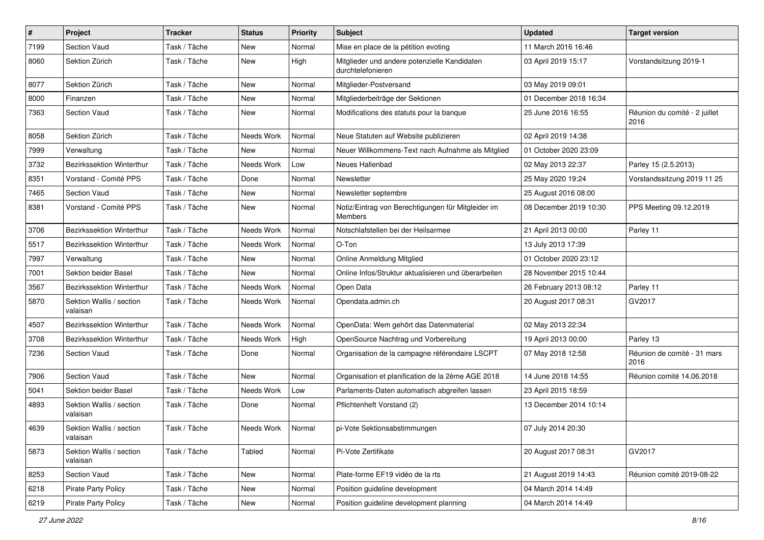| # | Project | Tracker | Status | Priority | Subject | Updated | Target version |
|---|---|---|---|---|---|---|---|
| 7199 | Section Vaud | Task / Tâche | New | Normal | Mise en place de la pétition evoting | 11 March 2016 16:46 | |
| 8060 | Sektion Zürich | Task / Tâche | New | High | Mitglieder und andere potenzielle Kandidaten durchtelefonieren | 03 April 2019 15:17 | Vorstandsitzung 2019-1 |
| 8077 | Sektion Zürich | Task / Tâche | New | Normal | Mitglieder-Postversand | 03 May 2019 09:01 | |
| 8000 | Finanzen | Task / Tâche | New | Normal | Mitgliederbeiträge der Sektionen | 01 December 2018 16:34 | |
| 7363 | Section Vaud | Task / Tâche | New | Normal | Modifications des statuts pour la banque | 25 June 2016 16:55 | Réunion du comité - 2 juillet 2016 |
| 8058 | Sektion Zürich | Task / Tâche | Needs Work | Normal | Neue Statuten auf Website publizieren | 02 April 2019 14:38 | |
| 7999 | Verwaltung | Task / Tâche | New | Normal | Neuer Willkommens-Text nach Aufnahme als Mitglied | 01 October 2020 23:09 | |
| 3732 | Bezirkssektion Winterthur | Task / Tâche | Needs Work | Low | Neues Hallenbad | 02 May 2013 22:37 | Parley 15 (2.5.2013) |
| 8351 | Vorstand - Comité PPS | Task / Tâche | Done | Normal | Newsletter | 25 May 2020 19:24 | Vorstandssitzung 2019 11 25 |
| 7465 | Section Vaud | Task / Tâche | New | Normal | Newsletter septembre | 25 August 2016 08:00 | |
| 8381 | Vorstand - Comité PPS | Task / Tâche | New | Normal | Notiz/Eintrag von Berechtigungen für Mitgleider im Members | 08 December 2019 10:30 | PPS Meeting 09.12.2019 |
| 3706 | Bezirkssektion Winterthur | Task / Tâche | Needs Work | Normal | Notschlafstellen bei der Heilsarmee | 21 April 2013 00:00 | Parley 11 |
| 5517 | Bezirkssektion Winterthur | Task / Tâche | Needs Work | Normal | O-Ton | 13 July 2013 17:39 | |
| 7997 | Verwaltung | Task / Tâche | New | Normal | Online Anmeldung Mitglied | 01 October 2020 23:12 | |
| 7001 | Sektion beider Basel | Task / Tâche | New | Normal | Online Infos/Struktur aktualisieren und überarbeiten | 28 November 2015 10:44 | |
| 3567 | Bezirkssektion Winterthur | Task / Tâche | Needs Work | Normal | Open Data | 26 February 2013 08:12 | Parley 11 |
| 5870 | Sektion Wallis / section valaisan | Task / Tâche | Needs Work | Normal | Opendata.admin.ch | 20 August 2017 08:31 | GV2017 |
| 4507 | Bezirkssektion Winterthur | Task / Tâche | Needs Work | Normal | OpenData: Wem gehört das Datenmaterial | 02 May 2013 22:34 | |
| 3708 | Bezirkssektion Winterthur | Task / Tâche | Needs Work | High | OpenSource Nachtrag und Vorbereitung | 19 April 2013 00:00 | Parley 13 |
| 7236 | Section Vaud | Task / Tâche | Done | Normal | Organisation de la campagne référendaire LSCPT | 07 May 2018 12:58 | Réunion de comité - 31 mars 2016 |
| 7906 | Section Vaud | Task / Tâche | New | Normal | Organisation et planification de la 2ème AGE 2018 | 14 June 2018 14:55 | Réunion comité 14.06.2018 |
| 5041 | Sektion beider Basel | Task / Tâche | Needs Work | Low | Parlaments-Daten automatisch abgreifen lassen | 23 April 2015 18:59 | |
| 4893 | Sektion Wallis / section valaisan | Task / Tâche | Done | Normal | Pflichtenheft Vorstand (2) | 13 December 2014 10:14 | |
| 4639 | Sektion Wallis / section valaisan | Task / Tâche | Needs Work | Normal | pi-Vote Sektionsabstimmungen | 07 July 2014 20:30 | |
| 5873 | Sektion Wallis / section valaisan | Task / Tâche | Tabled | Normal | Pi-Vote Zertifikate | 20 August 2017 08:31 | GV2017 |
| 8253 | Section Vaud | Task / Tâche | New | Normal | Plate-forme EF19 vidéo de la rts | 21 August 2019 14:43 | Réunion comité 2019-08-22 |
| 6218 | Pirate Party Policy | Task / Tâche | New | Normal | Position guideline development | 04 March 2014 14:49 | |
| 6219 | Pirate Party Policy | Task / Tâche | New | Normal | Position guideline development planning | 04 March 2014 14:49 | |

*27 June 2022*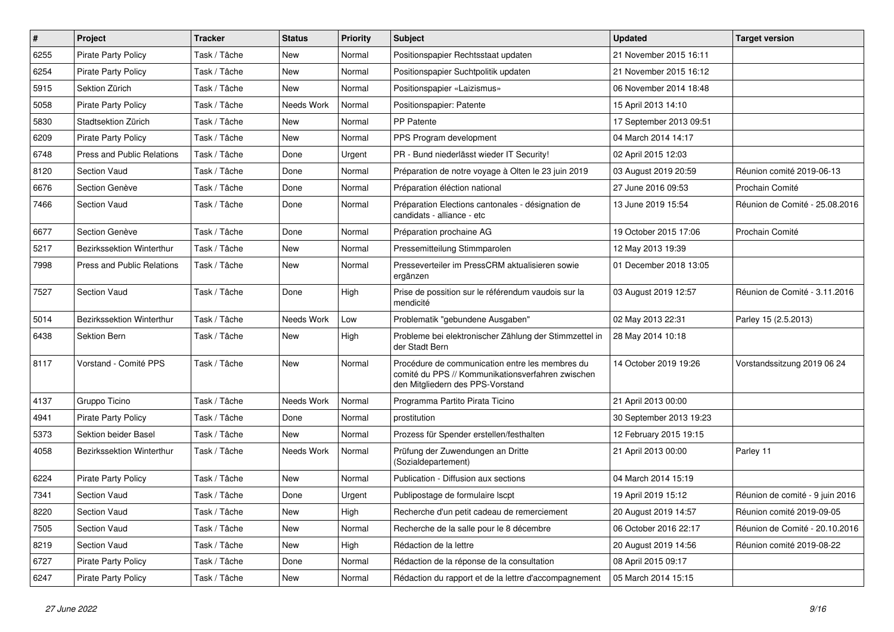| # | Project | Tracker | Status | Priority | Subject | Updated | Target version |
|---|---|---|---|---|---|---|---|
| 6255 | Pirate Party Policy | Task / Tâche | New | Normal | Positionspapier Rechtsstaat updaten | 21 November 2015 16:11 | |
| 6254 | Pirate Party Policy | Task / Tâche | New | Normal | Positionspapier Suchtpolitik updaten | 21 November 2015 16:12 | |
| 5915 | Sektion Zürich | Task / Tâche | New | Normal | Positionspapier «Laizismus» | 06 November 2014 18:48 | |
| 5058 | Pirate Party Policy | Task / Tâche | Needs Work | Normal | Positionspapier: Patente | 15 April 2013 14:10 | |
| 5830 | Stadtsektion Zürich | Task / Tâche | New | Normal | PP Patente | 17 September 2013 09:51 | |
| 6209 | Pirate Party Policy | Task / Tâche | New | Normal | PPS Program development | 04 March 2014 14:17 | |
| 6748 | Press and Public Relations | Task / Tâche | Done | Urgent | PR - Bund niederlässt wieder IT Security! | 02 April 2015 12:03 | |
| 8120 | Section Vaud | Task / Tâche | Done | Normal | Préparation de notre voyage à Olten le 23 juin 2019 | 03 August 2019 20:59 | Réunion comité 2019-06-13 |
| 6676 | Section Genève | Task / Tâche | Done | Normal | Préparation éléction national | 27 June 2016 09:53 | Prochain Comité |
| 7466 | Section Vaud | Task / Tâche | Done | Normal | Préparation Elections cantonales - désignation de candidats - alliance - etc | 13 June 2019 15:54 | Réunion de Comité - 25.08.2016 |
| 6677 | Section Genève | Task / Tâche | Done | Normal | Préparation prochaine AG | 19 October 2015 17:06 | Prochain Comité |
| 5217 | Bezirkssektion Winterthur | Task / Tâche | New | Normal | Pressemitteilung Stimmparolen | 12 May 2013 19:39 | |
| 7998 | Press and Public Relations | Task / Tâche | New | Normal | Presseverteiler im PressCRM aktualisieren sowie ergänzen | 01 December 2018 13:05 | |
| 7527 | Section Vaud | Task / Tâche | Done | High | Prise de possition sur le référendum vaudois sur la mendicité | 03 August 2019 12:57 | Réunion de Comité - 3.11.2016 |
| 5014 | Bezirkssektion Winterthur | Task / Tâche | Needs Work | Low | Problematik "gebundene Ausgaben" | 02 May 2013 22:31 | Parley 15 (2.5.2013) |
| 6438 | Sektion Bern | Task / Tâche | New | High | Probleme bei elektronischer Zählung der Stimmzettel in der Stadt Bern | 28 May 2014 10:18 | |
| 8117 | Vorstand - Comité PPS | Task / Tâche | New | Normal | Procédure de communication entre les membres du comité du PPS // Kommunikationsverfahren zwischen den Mitgliedern des PPS-Vorstand | 14 October 2019 19:26 | Vorstandssitzung 2019 06 24 |
| 4137 | Gruppo Ticino | Task / Tâche | Needs Work | Normal | Programma Partito Pirata Ticino | 21 April 2013 00:00 | |
| 4941 | Pirate Party Policy | Task / Tâche | Done | Normal | prostitution | 30 September 2013 19:23 | |
| 5373 | Sektion beider Basel | Task / Tâche | New | Normal | Prozess für Spender erstellen/festhalten | 12 February 2015 19:15 | |
| 4058 | Bezirkssektion Winterthur | Task / Tâche | Needs Work | Normal | Prüfung der Zuwendungen an Dritte (Sozialdepartement) | 21 April 2013 00:00 | Parley 11 |
| 6224 | Pirate Party Policy | Task / Tâche | New | Normal | Publication - Diffusion aux sections | 04 March 2014 15:19 | |
| 7341 | Section Vaud | Task / Tâche | Done | Urgent | Publipostage de formulaire lscpt | 19 April 2019 15:12 | Réunion de comité - 9 juin 2016 |
| 8220 | Section Vaud | Task / Tâche | New | High | Recherche d'un petit cadeau de remerciement | 20 August 2019 14:57 | Réunion comité 2019-09-05 |
| 7505 | Section Vaud | Task / Tâche | New | Normal | Recherche de la salle pour le 8 décembre | 06 October 2016 22:17 | Réunion de Comité - 20.10.2016 |
| 8219 | Section Vaud | Task / Tâche | New | High | Rédaction de la lettre | 20 August 2019 14:56 | Réunion comité 2019-08-22 |
| 6727 | Pirate Party Policy | Task / Tâche | Done | Normal | Rédaction de la réponse de la consultation | 08 April 2015 09:17 | |
| 6247 | Pirate Party Policy | Task / Tâche | New | Normal | Rédaction du rapport et de la lettre d'accompagnement | 05 March 2014 15:15 | |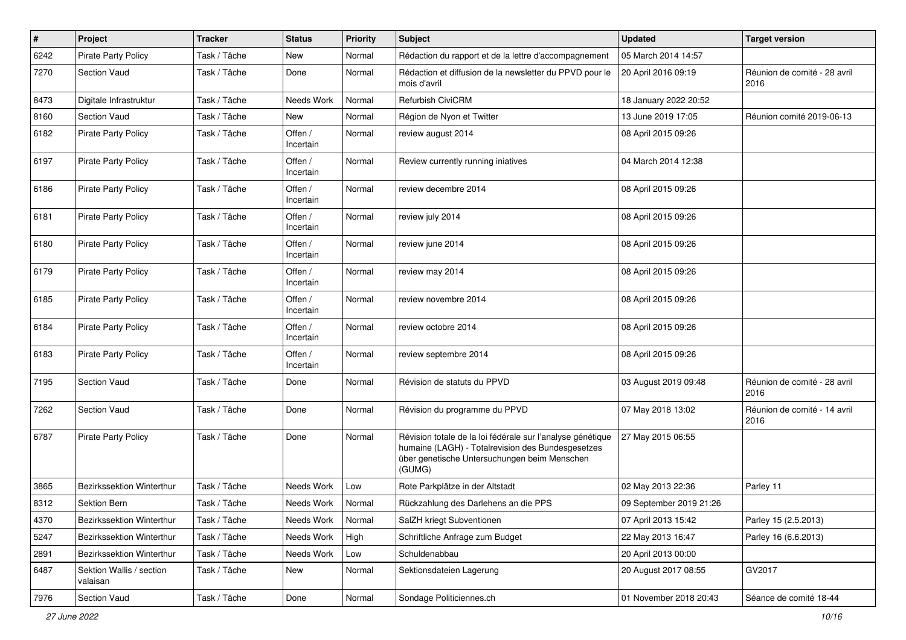| # | Project | Tracker | Status | Priority | Subject | Updated | Target version |
|---|---|---|---|---|---|---|---|
| 6242 | Pirate Party Policy | Task / Tâche | New | Normal | Rédaction du rapport et de la lettre d'accompagnement | 05 March 2014 14:57 | |
| 7270 | Section Vaud | Task / Tâche | Done | Normal | Rédaction et diffusion de la newsletter du PPVD pour le mois d'avril | 20 April 2016 09:19 | Réunion de comité - 28 avril 2016 |
| 8473 | Digitale Infrastruktur | Task / Tâche | Needs Work | Normal | Refurbish CiviCRM | 18 January 2022 20:52 | |
| 8160 | Section Vaud | Task / Tâche | New | Normal | Région de Nyon et Twitter | 13 June 2019 17:05 | Réunion comité 2019-06-13 |
| 6182 | Pirate Party Policy | Task / Tâche | Offen / Incertain | Normal | review august 2014 | 08 April 2015 09:26 | |
| 6197 | Pirate Party Policy | Task / Tâche | Offen / Incertain | Normal | Review currently running iniatives | 04 March 2014 12:38 | |
| 6186 | Pirate Party Policy | Task / Tâche | Offen / Incertain | Normal | review decembre 2014 | 08 April 2015 09:26 | |
| 6181 | Pirate Party Policy | Task / Tâche | Offen / Incertain | Normal | review july 2014 | 08 April 2015 09:26 | |
| 6180 | Pirate Party Policy | Task / Tâche | Offen / Incertain | Normal | review june 2014 | 08 April 2015 09:26 | |
| 6179 | Pirate Party Policy | Task / Tâche | Offen / Incertain | Normal | review may 2014 | 08 April 2015 09:26 | |
| 6185 | Pirate Party Policy | Task / Tâche | Offen / Incertain | Normal | review novembre 2014 | 08 April 2015 09:26 | |
| 6184 | Pirate Party Policy | Task / Tâche | Offen / Incertain | Normal | review octobre 2014 | 08 April 2015 09:26 | |
| 6183 | Pirate Party Policy | Task / Tâche | Offen / Incertain | Normal | review septembre 2014 | 08 April 2015 09:26 | |
| 7195 | Section Vaud | Task / Tâche | Done | Normal | Révision de statuts du PPVD | 03 August 2019 09:48 | Réunion de comité - 28 avril 2016 |
| 7262 | Section Vaud | Task / Tâche | Done | Normal | Révision du programme du PPVD | 07 May 2018 13:02 | Réunion de comité - 14 avril 2016 |
| 6787 | Pirate Party Policy | Task / Tâche | Done | Normal | Révision totale de la loi fédérale sur l'analyse génétique humaine (LAGH) - Totalrevision des Bundesgesetzes über genetische Untersuchungen beim Menschen (GUMG) | 27 May 2015 06:55 | |
| 3865 | Bezirkssektion Winterthur | Task / Tâche | Needs Work | Low | Rote Parkplätze in der Altstadt | 02 May 2013 22:36 | Parley 11 |
| 8312 | Sektion Bern | Task / Tâche | Needs Work | Normal | Rückzahlung des Darlehens an die PPS | 09 September 2019 21:26 | |
| 4370 | Bezirkssektion Winterthur | Task / Tâche | Needs Work | Normal | SalZH kriegt Subventionen | 07 April 2013 15:42 | Parley 15 (2.5.2013) |
| 5247 | Bezirkssektion Winterthur | Task / Tâche | Needs Work | High | Schriftliche Anfrage zum Budget | 22 May 2013 16:47 | Parley 16 (6.6.2013) |
| 2891 | Bezirkssektion Winterthur | Task / Tâche | Needs Work | Low | Schuldenabbau | 20 April 2013 00:00 | |
| 6487 | Sektion Wallis / section valaisan | Task / Tâche | New | Normal | Sektionsdateien Lagerung | 20 August 2017 08:55 | GV2017 |
| 7976 | Section Vaud | Task / Tâche | Done | Normal | Sondage Politiciennes.ch | 01 November 2018 20:43 | Séance de comité 18-44 |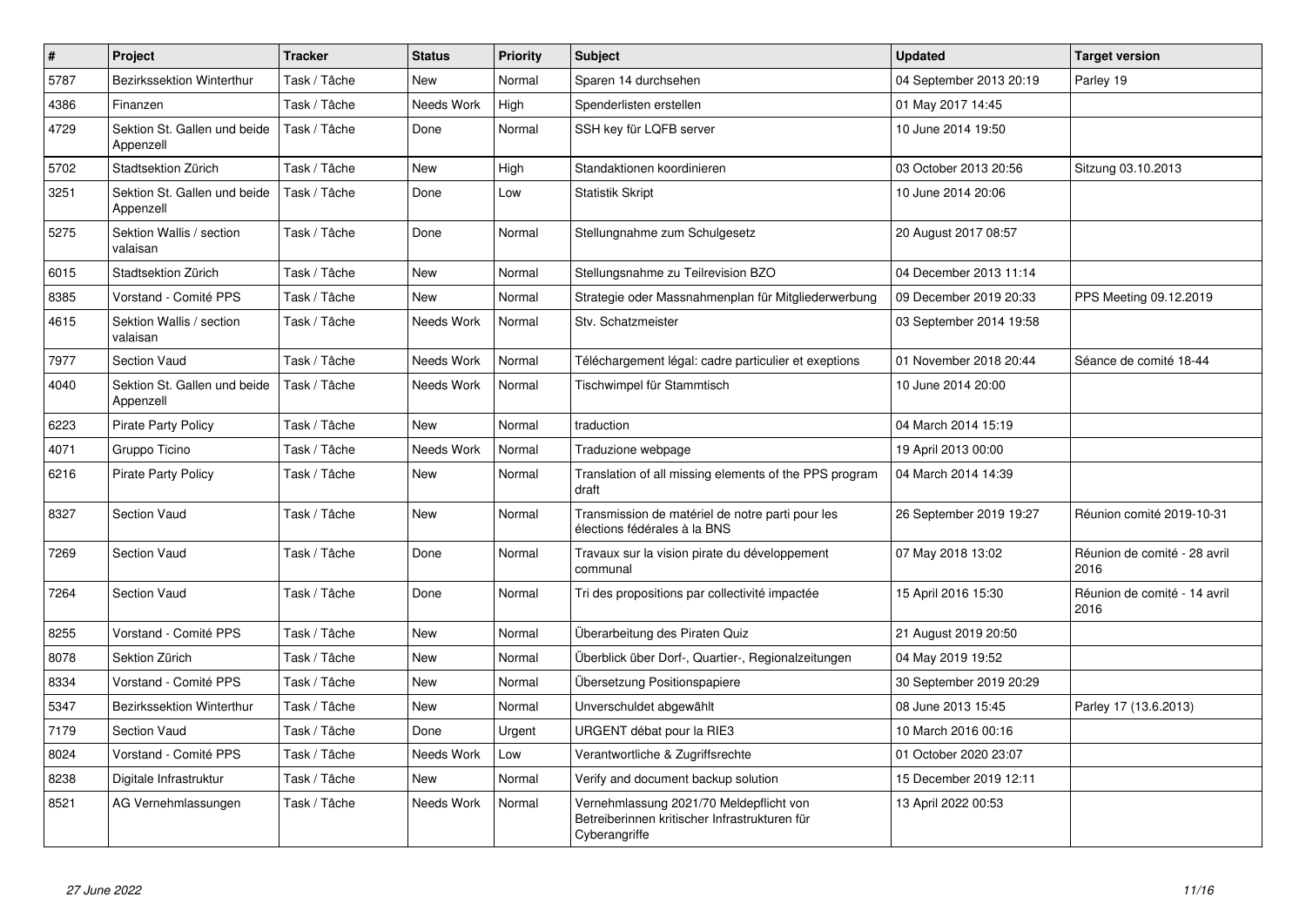| # | Project | Tracker | Status | Priority | Subject | Updated | Target version |
|---|---|---|---|---|---|---|---|
| 5787 | Bezirkssektion Winterthur | Task / Tâche | New | Normal | Sparen 14 durchsehen | 04 September 2013 20:19 | Parley 19 |
| 4386 | Finanzen | Task / Tâche | Needs Work | High | Spenderlisten erstellen | 01 May 2017 14:45 | |
| 4729 | Sektion St. Gallen und beide Appenzell | Task / Tâche | Done | Normal | SSH key für LQFB server | 10 June 2014 19:50 | |
| 5702 | Stadtsektion Zürich | Task / Tâche | New | High | Standaktionen koordinieren | 03 October 2013 20:56 | Sitzung 03.10.2013 |
| 3251 | Sektion St. Gallen und beide Appenzell | Task / Tâche | Done | Low | Statistik Skript | 10 June 2014 20:06 | |
| 5275 | Sektion Wallis / section valaisan | Task / Tâche | Done | Normal | Stellungnahme zum Schulgesetz | 20 August 2017 08:57 | |
| 6015 | Stadtsektion Zürich | Task / Tâche | New | Normal | Stellungsnahme zu Teilrevision BZO | 04 December 2013 11:14 | |
| 8385 | Vorstand - Comité PPS | Task / Tâche | New | Normal | Strategie oder Massnahmenplan für Mitgliederwerbung | 09 December 2019 20:33 | PPS Meeting 09.12.2019 |
| 4615 | Sektion Wallis / section valaisan | Task / Tâche | Needs Work | Normal | Stv. Schatzmeister | 03 September 2014 19:58 | |
| 7977 | Section Vaud | Task / Tâche | Needs Work | Normal | Téléchargement légal: cadre particulier et exeptions | 01 November 2018 20:44 | Séance de comité 18-44 |
| 4040 | Sektion St. Gallen und beide Appenzell | Task / Tâche | Needs Work | Normal | Tischwimpel für Stammtisch | 10 June 2014 20:00 | |
| 6223 | Pirate Party Policy | Task / Tâche | New | Normal | traduction | 04 March 2014 15:19 | |
| 4071 | Gruppo Ticino | Task / Tâche | Needs Work | Normal | Traduzione webpage | 19 April 2013 00:00 | |
| 6216 | Pirate Party Policy | Task / Tâche | New | Normal | Translation of all missing elements of the PPS program draft | 04 March 2014 14:39 | |
| 8327 | Section Vaud | Task / Tâche | New | Normal | Transmission de matériel de notre parti pour les élections fédérales à la BNS | 26 September 2019 19:27 | Réunion comité 2019-10-31 |
| 7269 | Section Vaud | Task / Tâche | Done | Normal | Travaux sur la vision pirate du développement communal | 07 May 2018 13:02 | Réunion de comité - 28 avril 2016 |
| 7264 | Section Vaud | Task / Tâche | Done | Normal | Tri des propositions par collectivité impactée | 15 April 2016 15:30 | Réunion de comité - 14 avril 2016 |
| 8255 | Vorstand - Comité PPS | Task / Tâche | New | Normal | Überarbeitung des Piraten Quiz | 21 August 2019 20:50 | |
| 8078 | Sektion Zürich | Task / Tâche | New | Normal | Überblick über Dorf-, Quartier-, Regionalzeitungen | 04 May 2019 19:52 | |
| 8334 | Vorstand - Comité PPS | Task / Tâche | New | Normal | Übersetzung Positionspapiere | 30 September 2019 20:29 | |
| 5347 | Bezirkssektion Winterthur | Task / Tâche | New | Normal | Unverschuldet abgewählt | 08 June 2013 15:45 | Parley 17 (13.6.2013) |
| 7179 | Section Vaud | Task / Tâche | Done | Urgent | URGENT débat pour la RIE3 | 10 March 2016 00:16 | |
| 8024 | Vorstand - Comité PPS | Task / Tâche | Needs Work | Low | Verantwortliche & Zugriffsrechte | 01 October 2020 23:07 | |
| 8238 | Digitale Infrastruktur | Task / Tâche | New | Normal | Verify and document backup solution | 15 December 2019 12:11 | |
| 8521 | AG Vernehmlassungen | Task / Tâche | Needs Work | Normal | Vernehmlassung 2021/70 Meldepflicht von Betreiberinnen kritischer Infrastrukturen für Cyberangriffe | 13 April 2022 00:53 | |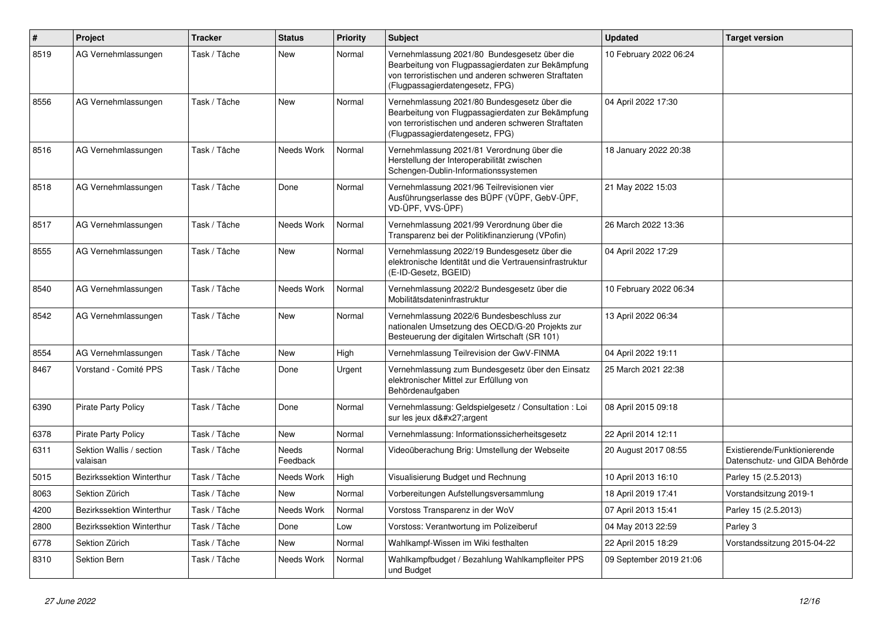| # | Project | Tracker | Status | Priority | Subject | Updated | Target version |
|---|---|---|---|---|---|---|---|
| 8519 | AG Vernehmlassungen | Task / Tâche | New | Normal | Vernehmlassung 2021/80  Bundesgesetz über die Bearbeitung von Flugpassagierdaten zur Bekämpfung von terroristischen und anderen schweren Straftaten (Flugpassagierdatengesetz, FPG) | 10 February 2022 06:24 | |
| 8556 | AG Vernehmlassungen | Task / Tâche | New | Normal | Vernehmlassung 2021/80 Bundesgesetz über die Bearbeitung von Flugpassagierdaten zur Bekämpfung von terroristischen und anderen schweren Straftaten (Flugpassagierdatengesetz, FPG) | 04 April 2022 17:30 | |
| 8516 | AG Vernehmlassungen | Task / Tâche | Needs Work | Normal | Vernehmlassung 2021/81 Verordnung über die Herstellung der Interoperabilität zwischen Schengen-Dublin-Informationssystemen | 18 January 2022 20:38 | |
| 8518 | AG Vernehmlassungen | Task / Tâche | Done | Normal | Vernehmlassung 2021/96 Teilrevisionen vier Ausführungserlasse des BÜPF (VÜPF, GebV-ÜPF, VD-ÜPF, VVS-ÜPF) | 21 May 2022 15:03 | |
| 8517 | AG Vernehmlassungen | Task / Tâche | Needs Work | Normal | Vernehmlassung 2021/99 Verordnung über die Transparenz bei der Politikfinanzierung (VPofin) | 26 March 2022 13:36 | |
| 8555 | AG Vernehmlassungen | Task / Tâche | New | Normal | Vernehmlassung 2022/19 Bundesgesetz über die elektronische Identität und die Vertrauensinfrastruktur (E-ID-Gesetz, BGEID) | 04 April 2022 17:29 | |
| 8540 | AG Vernehmlassungen | Task / Tâche | Needs Work | Normal | Vernehmlassung 2022/2 Bundesgesetz über die Mobilitätsdateninfrastruktur | 10 February 2022 06:34 | |
| 8542 | AG Vernehmlassungen | Task / Tâche | New | Normal | Vernehmlassung 2022/6 Bundesbeschluss zur nationalen Umsetzung des OECD/G-20 Projekts zur Besteuerung der digitalen Wirtschaft (SR 101) | 13 April 2022 06:34 | |
| 8554 | AG Vernehmlassungen | Task / Tâche | New | High | Vernehmlassung Teilrevision der GwV-FINMA | 04 April 2022 19:11 | |
| 8467 | Vorstand - Comité PPS | Task / Tâche | Done | Urgent | Vernehmlassung zum Bundesgesetz über den Einsatz elektronischer Mittel zur Erfüllung von Behördenaufgaben | 25 March 2021 22:38 | |
| 6390 | Pirate Party Policy | Task / Tâche | Done | Normal | Vernehmlassung: Geldspielgesetz / Consultation : Loi sur les jeux d&#x27;argent | 08 April 2015 09:18 | |
| 6378 | Pirate Party Policy | Task / Tâche | New | Normal | Vernehmlassung: Informationssicherheitsgesetz | 22 April 2014 12:11 | |
| 6311 | Sektion Wallis / section valaisan | Task / Tâche | Needs Feedback | Normal | Videoüberachung Brig: Umstellung der Webseite | 20 August 2017 08:55 | Existierende/Funktionierende Datenschutz- und GIDA Behörde |
| 5015 | Bezirkssektion Winterthur | Task / Tâche | Needs Work | High | Visualisierung Budget und Rechnung | 10 April 2013 16:10 | Parley 15 (2.5.2013) |
| 8063 | Sektion Zürich | Task / Tâche | New | Normal | Vorbereitungen Aufstellungsversammlung | 18 April 2019 17:41 | Vorstandsitzung 2019-1 |
| 4200 | Bezirkssektion Winterthur | Task / Tâche | Needs Work | Normal | Vorstoss Transparenz in der WoV | 07 April 2013 15:41 | Parley 15 (2.5.2013) |
| 2800 | Bezirkssektion Winterthur | Task / Tâche | Done | Low | Vorstoss: Verantwortung im Polizeiberuf | 04 May 2013 22:59 | Parley 3 |
| 6778 | Sektion Zürich | Task / Tâche | New | Normal | Wahlkampf-Wissen im Wiki festhalten | 22 April 2015 18:29 | Vorstandssitzung 2015-04-22 |
| 8310 | Sektion Bern | Task / Tâche | Needs Work | Normal | Wahlkampfbudget / Bezahlung Wahlkampfleiter PPS und Budget | 09 September 2019 21:06 | |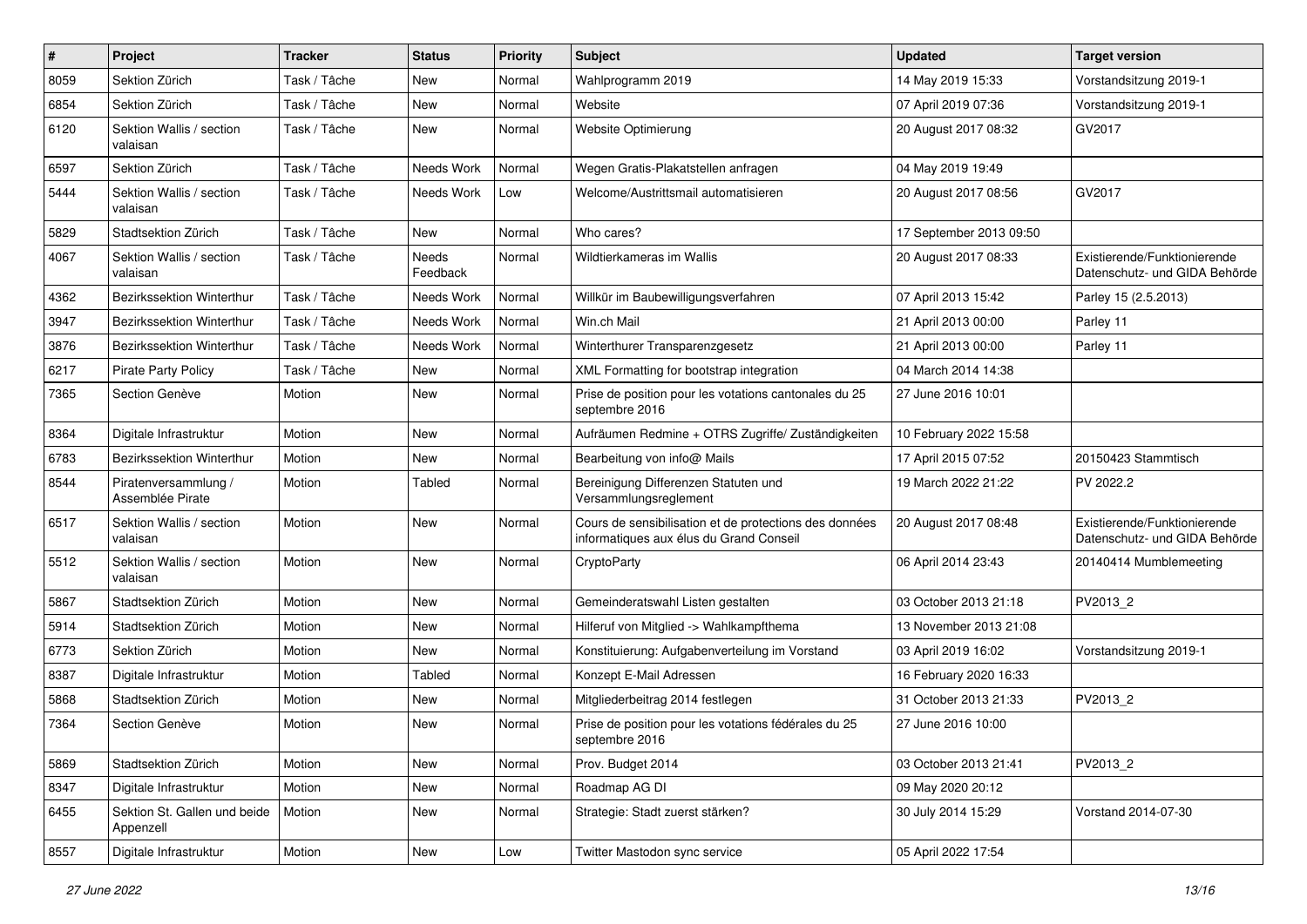| # | Project | Tracker | Status | Priority | Subject | Updated | Target version |
|---|---|---|---|---|---|---|---|
| 8059 | Sektion Zürich | Task / Tâche | New | Normal | Wahlprogramm 2019 | 14 May 2019 15:33 | Vorstandsitzung 2019-1 |
| 6854 | Sektion Zürich | Task / Tâche | New | Normal | Website | 07 April 2019 07:36 | Vorstandsitzung 2019-1 |
| 6120 | Sektion Wallis / section valaisan | Task / Tâche | New | Normal | Website Optimierung | 20 August 2017 08:32 | GV2017 |
| 6597 | Sektion Zürich | Task / Tâche | Needs Work | Normal | Wegen Gratis-Plakatstellen anfragen | 04 May 2019 19:49 | |
| 5444 | Sektion Wallis / section valaisan | Task / Tâche | Needs Work | Low | Welcome/Austrittsmail automatisieren | 20 August 2017 08:56 | GV2017 |
| 5829 | Stadtsektion Zürich | Task / Tâche | New | Normal | Who cares? | 17 September 2013 09:50 | |
| 4067 | Sektion Wallis / section valaisan | Task / Tâche | Needs Feedback | Normal | Wildtierkameras im Wallis | 20 August 2017 08:33 | Existierende/Funktionierende Datenschutz- und GIDA Behörde |
| 4362 | Bezirkssektion Winterthur | Task / Tâche | Needs Work | Normal | Willkür im Baubewilligungsverfahren | 07 April 2013 15:42 | Parley 15 (2.5.2013) |
| 3947 | Bezirkssektion Winterthur | Task / Tâche | Needs Work | Normal | Win.ch Mail | 21 April 2013 00:00 | Parley 11 |
| 3876 | Bezirkssektion Winterthur | Task / Tâche | Needs Work | Normal | Winterthurer Transparenzgesetz | 21 April 2013 00:00 | Parley 11 |
| 6217 | Pirate Party Policy | Task / Tâche | New | Normal | XML Formatting for bootstrap integration | 04 March 2014 14:38 | |
| 7365 | Section Genève | Motion | New | Normal | Prise de position pour les votations cantonales du 25 septembre 2016 | 27 June 2016 10:01 | |
| 8364 | Digitale Infrastruktur | Motion | New | Normal | Aufräumen Redmine + OTRS Zugriffe/ Zuständigkeiten | 10 February 2022 15:58 | |
| 6783 | Bezirkssektion Winterthur | Motion | New | Normal | Bearbeitung von info@ Mails | 17 April 2015 07:52 | 20150423 Stammtisch |
| 8544 | Piratenversammlung / Assemblée Pirate | Motion | Tabled | Normal | Bereinigung Differenzen Statuten und Versammlungsreglement | 19 March 2022 21:22 | PV 2022.2 |
| 6517 | Sektion Wallis / section valaisan | Motion | New | Normal | Cours de sensibilisation et de protections des données informatiques aux élus du Grand Conseil | 20 August 2017 08:48 | Existierende/Funktionierende Datenschutz- und GIDA Behörde |
| 5512 | Sektion Wallis / section valaisan | Motion | New | Normal | CryptoParty | 06 April 2014 23:43 | 20140414 Mumblemeeting |
| 5867 | Stadtsektion Zürich | Motion | New | Normal | Gemeinderatswahl Listen gestalten | 03 October 2013 21:18 | PV2013_2 |
| 5914 | Stadtsektion Zürich | Motion | New | Normal | Hilferuf von Mitglied -> Wahlkampfthema | 13 November 2013 21:08 | |
| 6773 | Sektion Zürich | Motion | New | Normal | Konstituierung: Aufgabenverteilung im Vorstand | 03 April 2019 16:02 | Vorstandsitzung 2019-1 |
| 8387 | Digitale Infrastruktur | Motion | Tabled | Normal | Konzept E-Mail Adressen | 16 February 2020 16:33 | |
| 5868 | Stadtsektion Zürich | Motion | New | Normal | Mitgliederbeitrag 2014 festlegen | 31 October 2013 21:33 | PV2013_2 |
| 7364 | Section Genève | Motion | New | Normal | Prise de position pour les votations fédérales du 25 septembre 2016 | 27 June 2016 10:00 | |
| 5869 | Stadtsektion Zürich | Motion | New | Normal | Prov. Budget 2014 | 03 October 2013 21:41 | PV2013_2 |
| 8347 | Digitale Infrastruktur | Motion | New | Normal | Roadmap AG DI | 09 May 2020 20:12 | |
| 6455 | Sektion St. Gallen und beide Appenzell | Motion | New | Normal | Strategie: Stadt zuerst stärken? | 30 July 2014 15:29 | Vorstand 2014-07-30 |
| 8557 | Digitale Infrastruktur | Motion | New | Low | Twitter Mastodon sync service | 05 April 2022 17:54 | |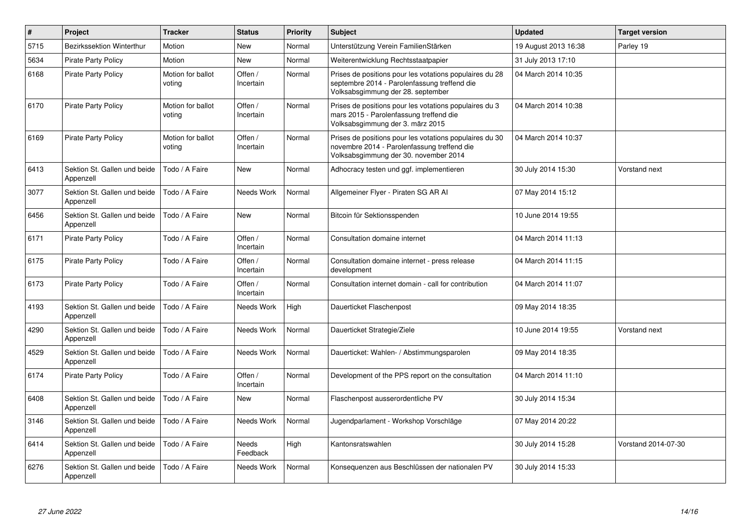| # | Project | Tracker | Status | Priority | Subject | Updated | Target version |
|---|---|---|---|---|---|---|---|
| 5715 | Bezirkssektion Winterthur | Motion | New | Normal | Unterstützung Verein FamilienStärken | 19 August 2013 16:38 | Parley 19 |
| 5634 | Pirate Party Policy | Motion | New | Normal | Weiterentwicklung Rechtsstaatpapier | 31 July 2013 17:10 | |
| 6168 | Pirate Party Policy | Motion for ballot voting | Offen / Incertain | Normal | Prises de positions pour les votations populaires du 28 septembre 2014 - Parolenfassung treffend die Volksabsgimmung der 28. september | 04 March 2014 10:35 | |
| 6170 | Pirate Party Policy | Motion for ballot voting | Offen / Incertain | Normal | Prises de positions pour les votations populaires du 3 mars 2015 - Parolenfassung treffend die Volksabsgimmung der 3. märz 2015 | 04 March 2014 10:38 | |
| 6169 | Pirate Party Policy | Motion for ballot voting | Offen / Incertain | Normal | Prises de positions pour les votations populaires du 30 novembre 2014 - Parolenfassung treffend die Volksabsgimmung der 30. november 2014 | 04 March 2014 10:37 | |
| 6413 | Sektion St. Gallen und beide Appenzell | Todo / A Faire | New | Normal | Adhocracy testen und ggf. implementieren | 30 July 2014 15:30 | Vorstand next |
| 3077 | Sektion St. Gallen und beide Appenzell | Todo / A Faire | Needs Work | Normal | Allgemeiner Flyer - Piraten SG AR AI | 07 May 2014 15:12 | |
| 6456 | Sektion St. Gallen und beide Appenzell | Todo / A Faire | New | Normal | Bitcoin für Sektionsspenden | 10 June 2014 19:55 | |
| 6171 | Pirate Party Policy | Todo / A Faire | Offen / Incertain | Normal | Consultation domaine internet | 04 March 2014 11:13 | |
| 6175 | Pirate Party Policy | Todo / A Faire | Offen / Incertain | Normal | Consultation domaine internet - press release development | 04 March 2014 11:15 | |
| 6173 | Pirate Party Policy | Todo / A Faire | Offen / Incertain | Normal | Consultation internet domain - call for contribution | 04 March 2014 11:07 | |
| 4193 | Sektion St. Gallen und beide Appenzell | Todo / A Faire | Needs Work | High | Dauerticket Flaschenpost | 09 May 2014 18:35 | |
| 4290 | Sektion St. Gallen und beide Appenzell | Todo / A Faire | Needs Work | Normal | Dauerticket Strategie/Ziele | 10 June 2014 19:55 | Vorstand next |
| 4529 | Sektion St. Gallen und beide Appenzell | Todo / A Faire | Needs Work | Normal | Dauerticket: Wahlen- / Abstimmungsparolen | 09 May 2014 18:35 | |
| 6174 | Pirate Party Policy | Todo / A Faire | Offen / Incertain | Normal | Development of the PPS report on the consultation | 04 March 2014 11:10 | |
| 6408 | Sektion St. Gallen und beide Appenzell | Todo / A Faire | New | Normal | Flaschenpost ausserordentliche PV | 30 July 2014 15:34 | |
| 3146 | Sektion St. Gallen und beide Appenzell | Todo / A Faire | Needs Work | Normal | Jugendparlament - Workshop Vorschläge | 07 May 2014 20:22 | |
| 6414 | Sektion St. Gallen und beide Appenzell | Todo / A Faire | Needs Feedback | High | Kantonsratswahlen | 30 July 2014 15:28 | Vorstand 2014-07-30 |
| 6276 | Sektion St. Gallen und beide Appenzell | Todo / A Faire | Needs Work | Normal | Konsequenzen aus Beschlüssen der nationalen PV | 30 July 2014 15:33 | |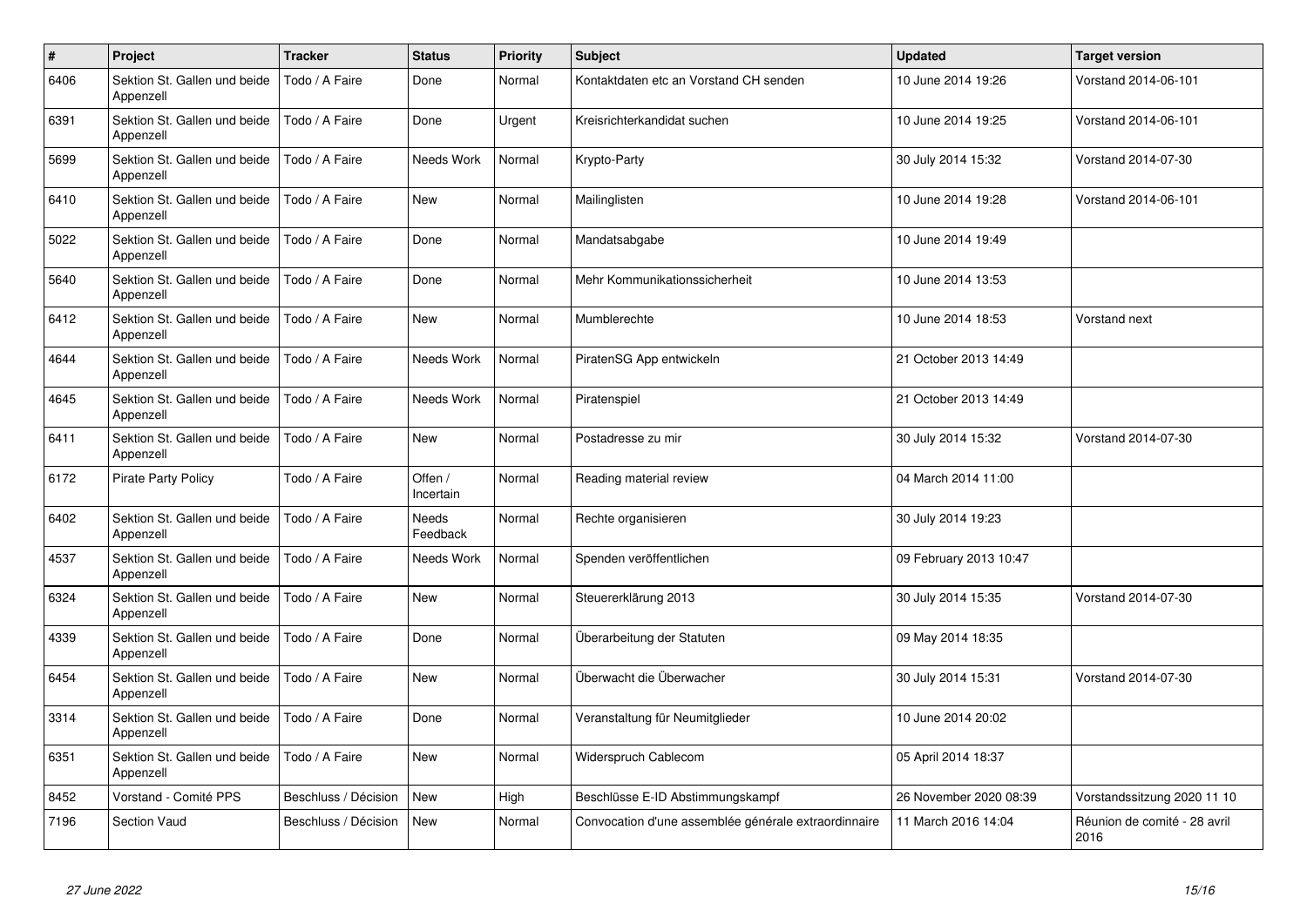| # | Project | Tracker | Status | Priority | Subject | Updated | Target version |
|---|---|---|---|---|---|---|---|
| 6406 | Sektion St. Gallen und beide Appenzell | Todo / A Faire | Done | Normal | Kontaktdaten etc an Vorstand CH senden | 10 June 2014 19:26 | Vorstand 2014-06-101 |
| 6391 | Sektion St. Gallen und beide Appenzell | Todo / A Faire | Done | Urgent | Kreisrichterkandidat suchen | 10 June 2014 19:25 | Vorstand 2014-06-101 |
| 5699 | Sektion St. Gallen und beide Appenzell | Todo / A Faire | Needs Work | Normal | Krypto-Party | 30 July 2014 15:32 | Vorstand 2014-07-30 |
| 6410 | Sektion St. Gallen und beide Appenzell | Todo / A Faire | New | Normal | Mailinglisten | 10 June 2014 19:28 | Vorstand 2014-06-101 |
| 5022 | Sektion St. Gallen und beide Appenzell | Todo / A Faire | Done | Normal | Mandatsabgabe | 10 June 2014 19:49 | |
| 5640 | Sektion St. Gallen und beide Appenzell | Todo / A Faire | Done | Normal | Mehr Kommunikationssicherheit | 10 June 2014 13:53 | |
| 6412 | Sektion St. Gallen und beide Appenzell | Todo / A Faire | New | Normal | Mumblerechte | 10 June 2014 18:53 | Vorstand next |
| 4644 | Sektion St. Gallen und beide Appenzell | Todo / A Faire | Needs Work | Normal | PiratenSG App entwickeln | 21 October 2013 14:49 | |
| 4645 | Sektion St. Gallen und beide Appenzell | Todo / A Faire | Needs Work | Normal | Piratenspiel | 21 October 2013 14:49 | |
| 6411 | Sektion St. Gallen und beide Appenzell | Todo / A Faire | New | Normal | Postadresse zu mir | 30 July 2014 15:32 | Vorstand 2014-07-30 |
| 6172 | Pirate Party Policy | Todo / A Faire | Offen / Incertain | Normal | Reading material review | 04 March 2014 11:00 | |
| 6402 | Sektion St. Gallen und beide Appenzell | Todo / A Faire | Needs Feedback | Normal | Rechte organisieren | 30 July 2014 19:23 | |
| 4537 | Sektion St. Gallen und beide Appenzell | Todo / A Faire | Needs Work | Normal | Spenden veröffentlichen | 09 February 2013 10:47 | |
| 6324 | Sektion St. Gallen und beide Appenzell | Todo / A Faire | New | Normal | Steuererklärung 2013 | 30 July 2014 15:35 | Vorstand 2014-07-30 |
| 4339 | Sektion St. Gallen und beide Appenzell | Todo / A Faire | Done | Normal | Überarbeitung der Statuten | 09 May 2014 18:35 | |
| 6454 | Sektion St. Gallen und beide Appenzell | Todo / A Faire | New | Normal | Überwacht die Überwacher | 30 July 2014 15:31 | Vorstand 2014-07-30 |
| 3314 | Sektion St. Gallen und beide Appenzell | Todo / A Faire | Done | Normal | Veranstaltung für Neumitglieder | 10 June 2014 20:02 | |
| 6351 | Sektion St. Gallen und beide Appenzell | Todo / A Faire | New | Normal | Widerspruch Cablecom | 05 April 2014 18:37 | |
| 8452 | Vorstand - Comité PPS | Beschluss / Décision | New | High | Beschlüsse E-ID Abstimmungskampf | 26 November 2020 08:39 | Vorstandssitzung 2020 11 10 |
| 7196 | Section Vaud | Beschluss / Décision | New | Normal | Convocation d'une assemblée générale extraordinnaire | 11 March 2016 14:04 | Réunion de comité - 28 avril 2016 |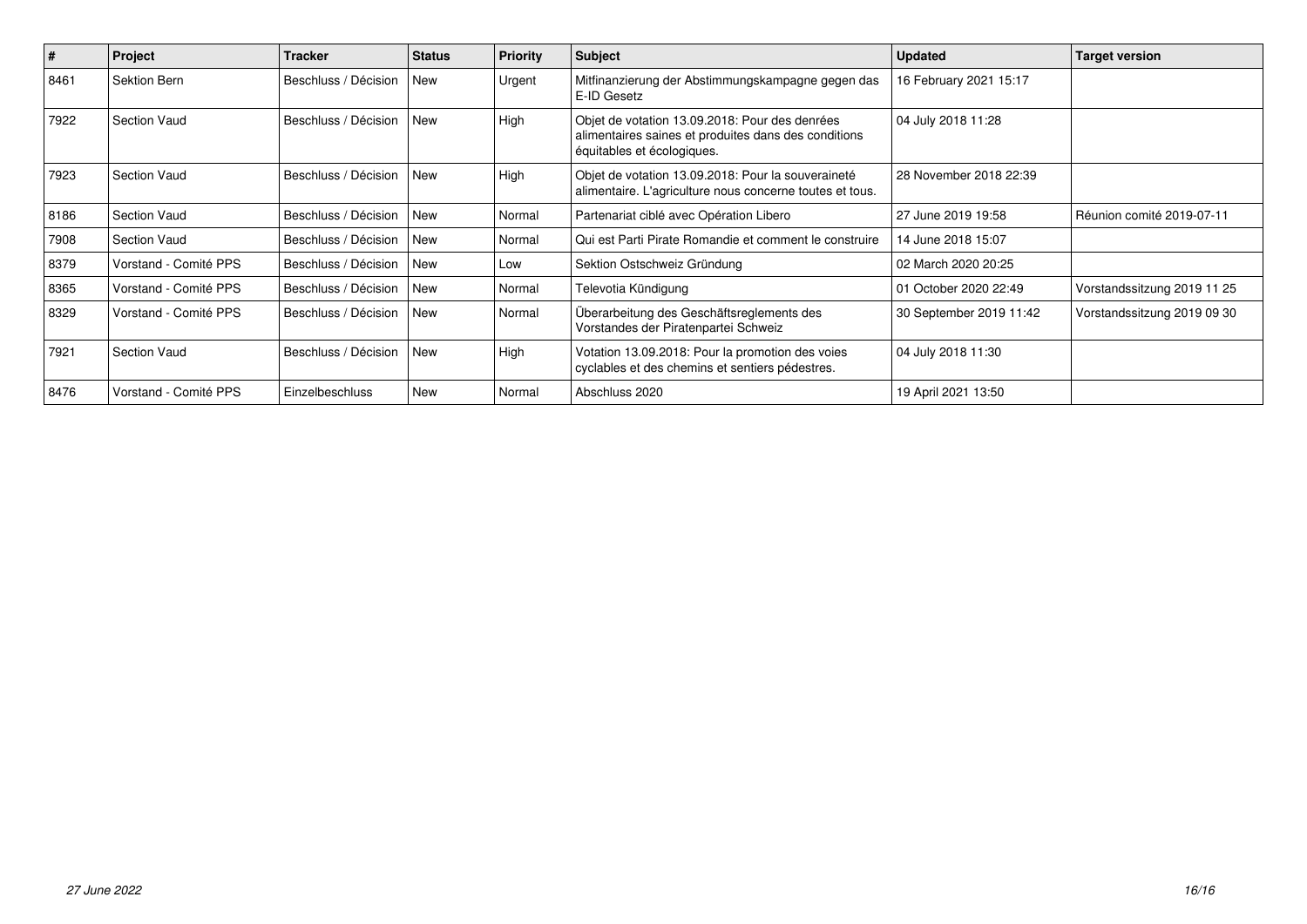| # | Project | Tracker | Status | Priority | Subject | Updated | Target version |
|---|---|---|---|---|---|---|---|
| 8461 | Sektion Bern | Beschluss / Décision | New | Urgent | Mitfinanzierung der Abstimmungskampagne gegen das E-ID Gesetz | 16 February 2021 15:17 | |
| 7922 | Section Vaud | Beschluss / Décision | New | High | Objet de votation 13.09.2018: Pour des denrées alimentaires saines et produites dans des conditions équitables et écologiques. | 04 July 2018 11:28 | |
| 7923 | Section Vaud | Beschluss / Décision | New | High | Objet de votation 13.09.2018: Pour la souveraineté alimentaire. L'agriculture nous concerne toutes et tous. | 28 November 2018 22:39 | |
| 8186 | Section Vaud | Beschluss / Décision | New | Normal | Partenariat ciblé avec Opération Libero | 27 June 2019 19:58 | Réunion comité 2019-07-11 |
| 7908 | Section Vaud | Beschluss / Décision | New | Normal | Qui est Parti Pirate Romandie et comment le construire | 14 June 2018 15:07 | |
| 8379 | Vorstand - Comité PPS | Beschluss / Décision | New | Low | Sektion Ostschweiz Gründung | 02 March 2020 20:25 | |
| 8365 | Vorstand - Comité PPS | Beschluss / Décision | New | Normal | Televotia Kündigung | 01 October 2020 22:49 | Vorstandssitzung 2019 11 25 |
| 8329 | Vorstand - Comité PPS | Beschluss / Décision | New | Normal | Überarbeitung des Geschäftsreglements des Vorstandes der Piratenpartei Schweiz | 30 September 2019 11:42 | Vorstandssitzung 2019 09 30 |
| 7921 | Section Vaud | Beschluss / Décision | New | High | Votation 13.09.2018: Pour la promotion des voies cyclables et des chemins et sentiers pédestres. | 04 July 2018 11:30 | |
| 8476 | Vorstand - Comité PPS | Einzelbeschluss | New | Normal | Abschluss 2020 | 19 April 2021 13:50 | |